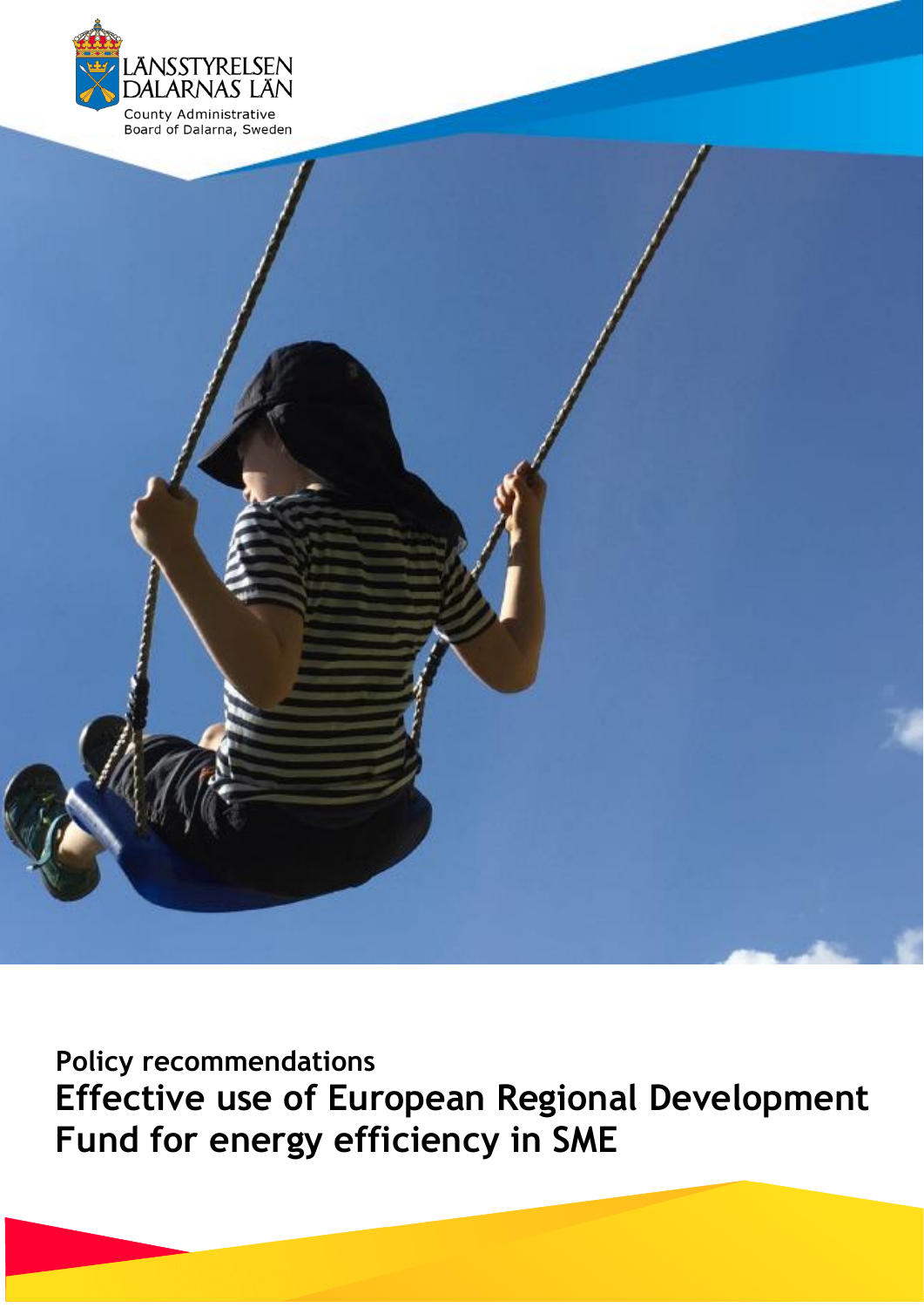LÄNSSTYRELSEN
DALARNAS LÄN

County Administrative
Board of Dalarna, Sweden

**Policy recommendations**

# Effective use of European Regional Development Fund for energy efficiency in SME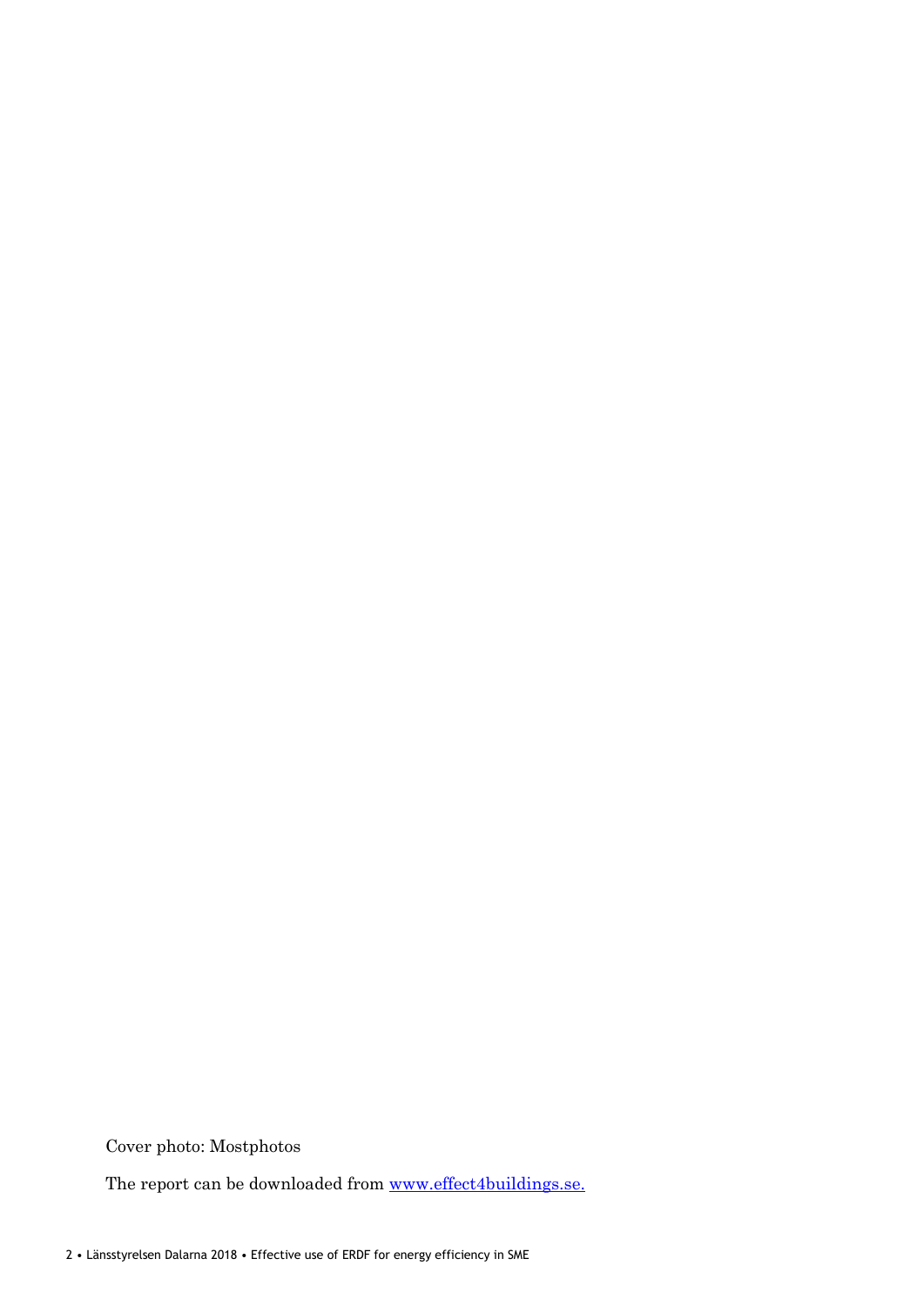Cover photo: Mostphotos

The report can be downloaded from [www.effect4buildings.se.](http://www.effect4buildings.se)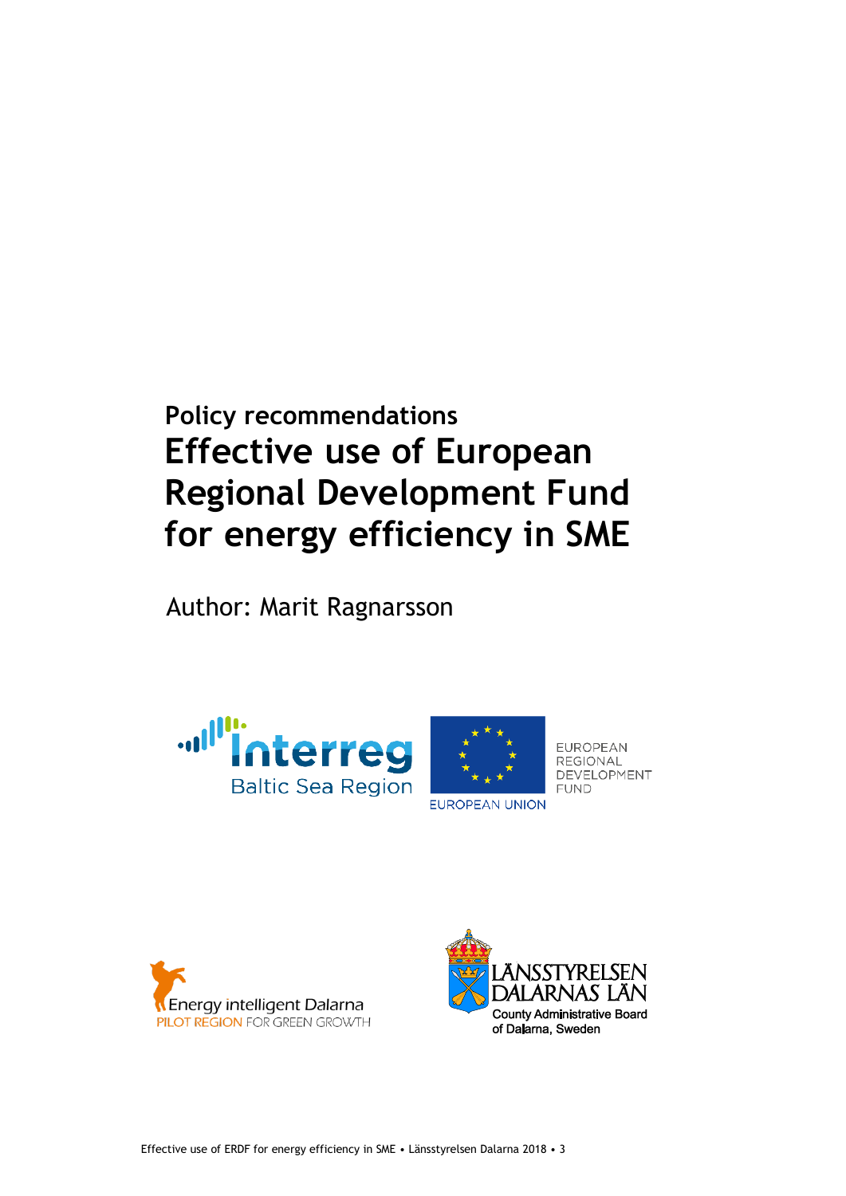Policy recommendations

# Effective use of European Regional Development Fund for energy efficiency in SME

Author: Marit Ragnarsson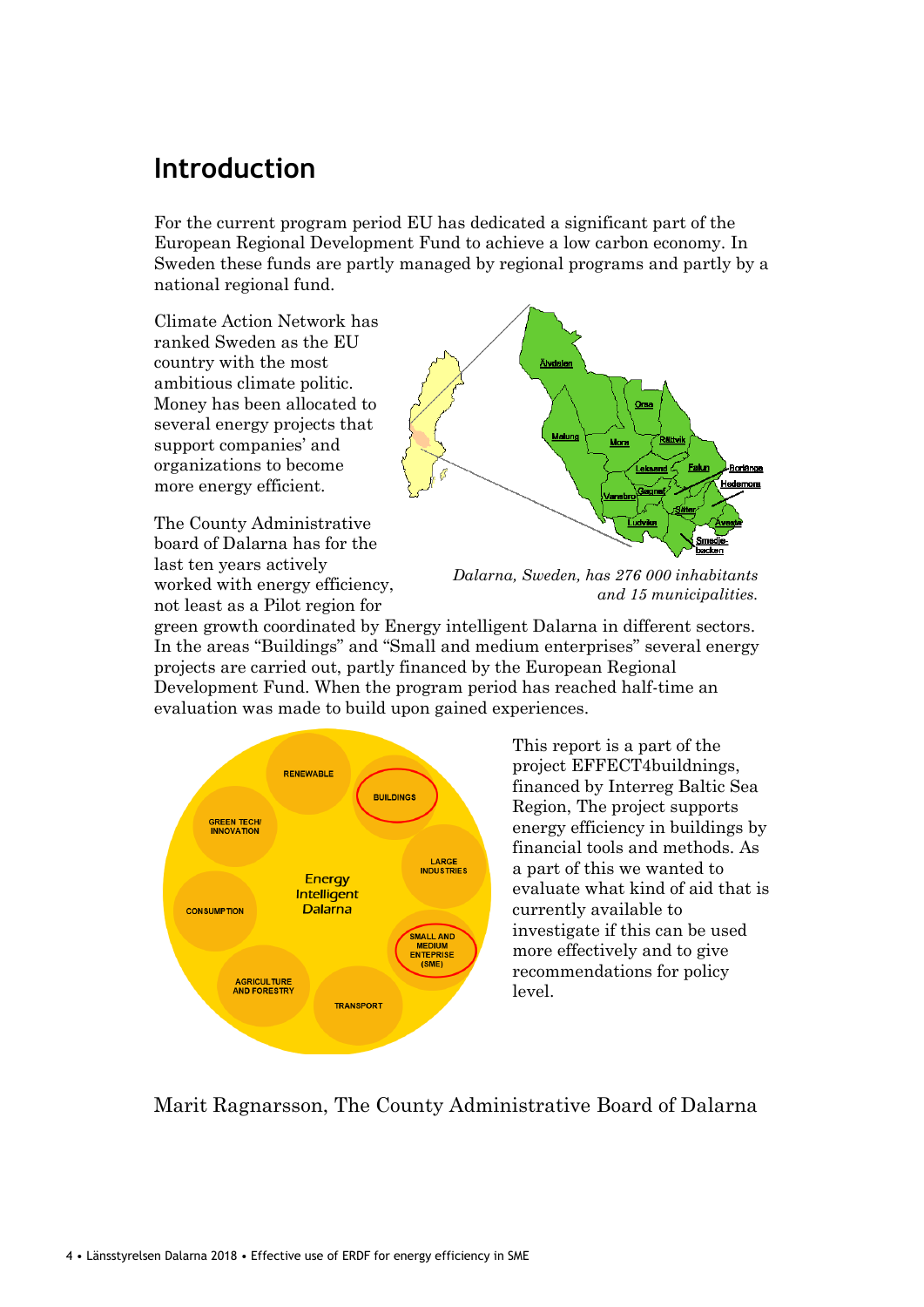# Introduction

For the current program period EU has dedicated a significant part of the European Regional Development Fund to achieve a low carbon economy. In Sweden these funds are partly managed by regional programs and partly by a national regional fund.

Climate Action Network has ranked Sweden as the EU country with the most ambitious climate politic. Money has been allocated to several energy projects that support companies' and organizations to become more energy efficient.

*Dalarna, Sweden, has 276 000 inhabitants and 15 municipalities.*

The County Administrative board of Dalarna has for the last ten years actively worked with energy efficiency, not least as a Pilot region for green growth coordinated by Energy intelligent Dalarna in different sectors. In the areas "Buildings" and "Small and medium enterprises" several energy projects are carried out, partly financed by the European Regional Development Fund. When the program period has reached half-time an evaluation was made to build upon gained experiences.

This report is a part of the project EFFECT4buildnings, financed by Interreg Baltic Sea Region, The project supports energy efficiency in buildings by financial tools and methods. As a part of this we wanted to evaluate what kind of aid that is currently available to investigate if this can be used more effectively and to give recommendations for policy level.

Marit Ragnarsson, The County Administrative Board of Dalarna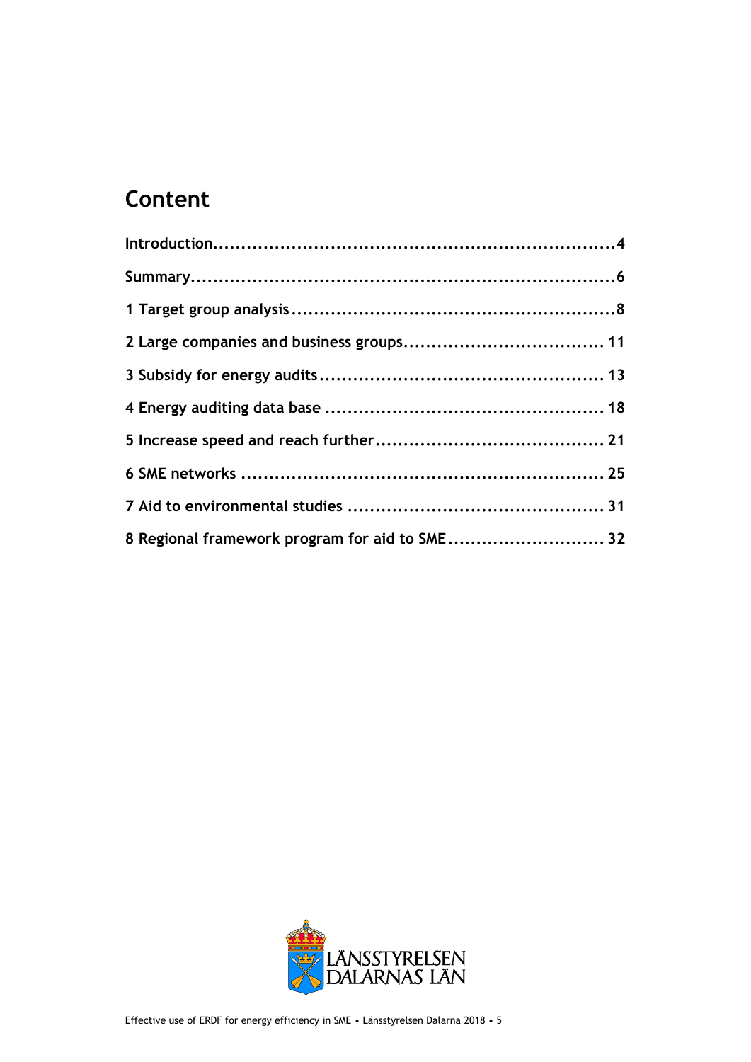# Content

**Introduction....................................................................4**

**Summary.........................................................................6**

**1 Target group analysis.........................................................8**

**2 Large companies and business groups.......................................11**

**3 Subsidy for energy audits....................................................13**

**4 Energy auditing data base ...................................................18**

**5 Increase speed and reach further.............................................21**

**6 SME networks ................................................................25**

**7 Aid to environmental studies ................................................31**

**8 Regional framework program for aid to SME...................................32**

LÄNSSTYRELSEN DALARNAS LÄN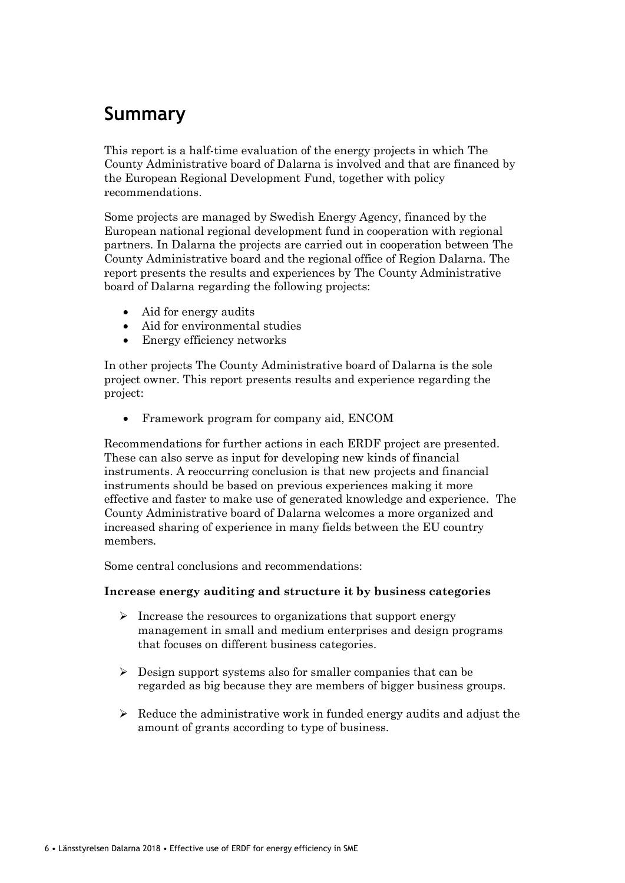# Summary

This report is a half-time evaluation of the energy projects in which The County Administrative board of Dalarna is involved and that are financed by the European Regional Development Fund, together with policy recommendations.

Some projects are managed by Swedish Energy Agency, financed by the European national regional development fund in cooperation with regional partners. In Dalarna the projects are carried out in cooperation between The County Administrative board and the regional office of Region Dalarna. The report presents the results and experiences by The County Administrative board of Dalarna regarding the following projects:

- Aid for energy audits
- Aid for environmental studies
- Energy efficiency networks

In other projects The County Administrative board of Dalarna is the sole project owner. This report presents results and experience regarding the project:

- Framework program for company aid, ENCOM

Recommendations for further actions in each ERDF project are presented. These can also serve as input for developing new kinds of financial instruments. A reoccurring conclusion is that new projects and financial instruments should be based on previous experiences making it more effective and faster to make use of generated knowledge and experience. The County Administrative board of Dalarna welcomes a more organized and increased sharing of experience in many fields between the EU country members.

Some central conclusions and recommendations:

**Increase energy auditing and structure it by business categories**

- Increase the resources to organizations that support energy management in small and medium enterprises and design programs that focuses on different business categories.
- Design support systems also for smaller companies that can be regarded as big because they are members of bigger business groups.
- Reduce the administrative work in funded energy audits and adjust the amount of grants according to type of business.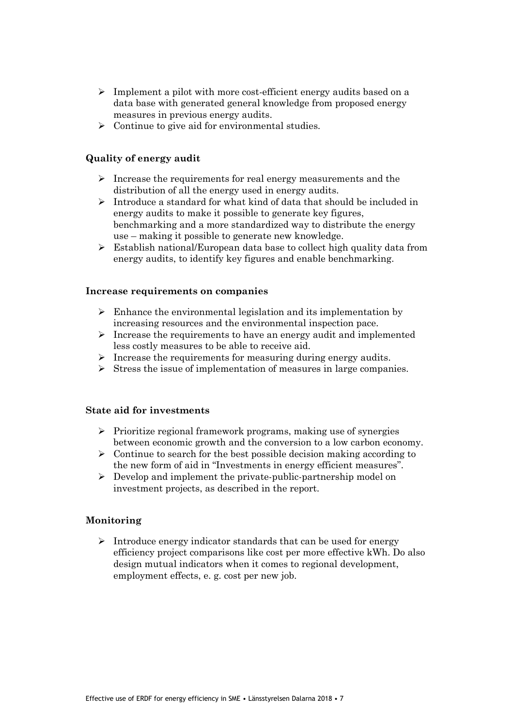- Implement a pilot with more cost-efficient energy audits based on a data base with generated general knowledge from proposed energy measures in previous energy audits.
- Continue to give aid for environmental studies.

### Quality of energy audit

- Increase the requirements for real energy measurements and the distribution of all the energy used in energy audits.
- Introduce a standard for what kind of data that should be included in energy audits to make it possible to generate key figures, benchmarking and a more standardized way to distribute the energy use – making it possible to generate new knowledge.
- Establish national/European data base to collect high quality data from energy audits, to identify key figures and enable benchmarking.

### Increase requirements on companies

- Enhance the environmental legislation and its implementation by increasing resources and the environmental inspection pace.
- Increase the requirements to have an energy audit and implemented less costly measures to be able to receive aid.
- Increase the requirements for measuring during energy audits.
- Stress the issue of implementation of measures in large companies.

### State aid for investments

- Prioritize regional framework programs, making use of synergies between economic growth and the conversion to a low carbon economy.
- Continue to search for the best possible decision making according to the new form of aid in "Investments in energy efficient measures".
- Develop and implement the private-public-partnership model on investment projects, as described in the report.

### Monitoring

- Introduce energy indicator standards that can be used for energy efficiency project comparisons like cost per more effective kWh. Do also design mutual indicators when it comes to regional development, employment effects, e. g. cost per new job.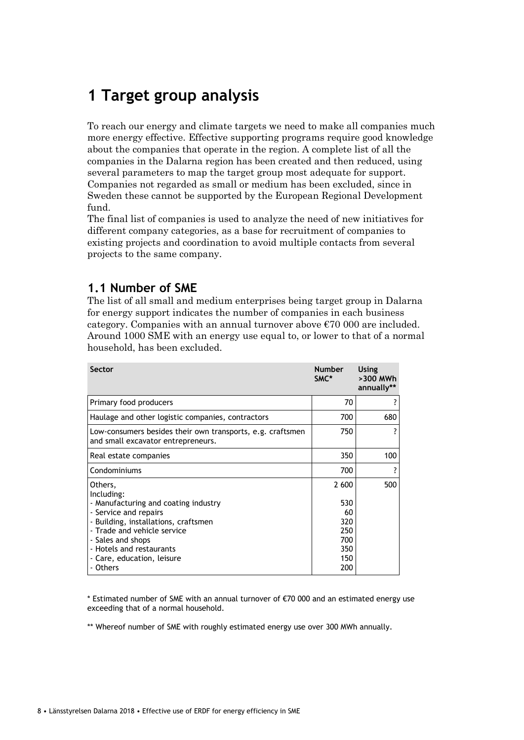# 1 Target group analysis

To reach our energy and climate targets we need to make all companies much more energy effective. Effective supporting programs require good knowledge about the companies that operate in the region. A complete list of all the companies in the Dalarna region has been created and then reduced, using several parameters to map the target group most adequate for support. Companies not regarded as small or medium has been excluded, since in Sweden these cannot be supported by the European Regional Development fund.

The final list of companies is used to analyze the need of new initiatives for different company categories, as a base for recruitment of companies to existing projects and coordination to avoid multiple contacts from several projects to the same company.

## 1.1 Number of SME

The list of all small and medium enterprises being target group in Dalarna for energy support indicates the number of companies in each business category. Companies with an annual turnover above €70 000 are included. Around 1000 SME with an energy use equal to, or lower to that of a normal household, has been excluded.

| Sector | Number SMC* | Using >300 MWh annually** |
|---|---|---|
| Primary food producers | 70 | ? |
| Haulage and other logistic companies, contractors | 700 | 680 |
| Low-consumers besides their own transports, e.g. craftsmen and small excavator entrepreneurs. | 750 | ? |
| Real estate companies | 350 | 100 |
| Condominiums | 700 | ? |
| Others, | 2 600 | 500 |
| Including: | | |
| - Manufacturing and coating industry | 530 | |
| - Service and repairs | 60 | |
| - Building, installations, craftsmen | 320 | |
| - Trade and vehicle service | 250 | |
| - Sales and shops | 700 | |
| - Hotels and restaurants | 350 | |
| - Care, education, leisure | 150 | |
| - Others | 200 | |

* Estimated number of SME with an annual turnover of €70 000 and an estimated energy use exceeding that of a normal household.

** Whereof number of SME with roughly estimated energy use over 300 MWh annually.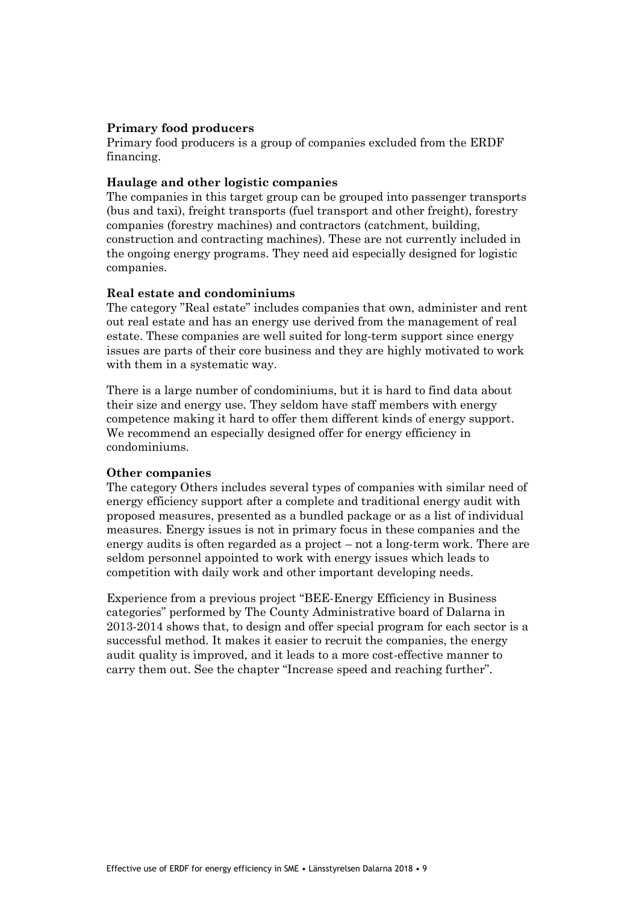**Primary food producers**

Primary food producers is a group of companies excluded from the ERDF financing.

**Haulage and other logistic companies**

The companies in this target group can be grouped into passenger transports (bus and taxi), freight transports (fuel transport and other freight), forestry companies (forestry machines) and contractors (catchment, building, construction and contracting machines). These are not currently included in the ongoing energy programs. They need aid especially designed for logistic companies.

**Real estate and condominiums**

The category "Real estate" includes companies that own, administer and rent out real estate and has an energy use derived from the management of real estate. These companies are well suited for long-term support since energy issues are parts of their core business and they are highly motivated to work with them in a systematic way.

There is a large number of condominiums, but it is hard to find data about their size and energy use. They seldom have staff members with energy competence making it hard to offer them different kinds of energy support. We recommend an especially designed offer for energy efficiency in condominiums.

**Other companies**

The category Others includes several types of companies with similar need of energy efficiency support after a complete and traditional energy audit with proposed measures, presented as a bundled package or as a list of individual measures. Energy issues is not in primary focus in these companies and the energy audits is often regarded as a project – not a long-term work. There are seldom personnel appointed to work with energy issues which leads to competition with daily work and other important developing needs.

Experience from a previous project "BEE-Energy Efficiency in Business categories" performed by The County Administrative board of Dalarna in 2013-2014 shows that, to design and offer special program for each sector is a successful method. It makes it easier to recruit the companies, the energy audit quality is improved, and it leads to a more cost-effective manner to carry them out. See the chapter "Increase speed and reaching further".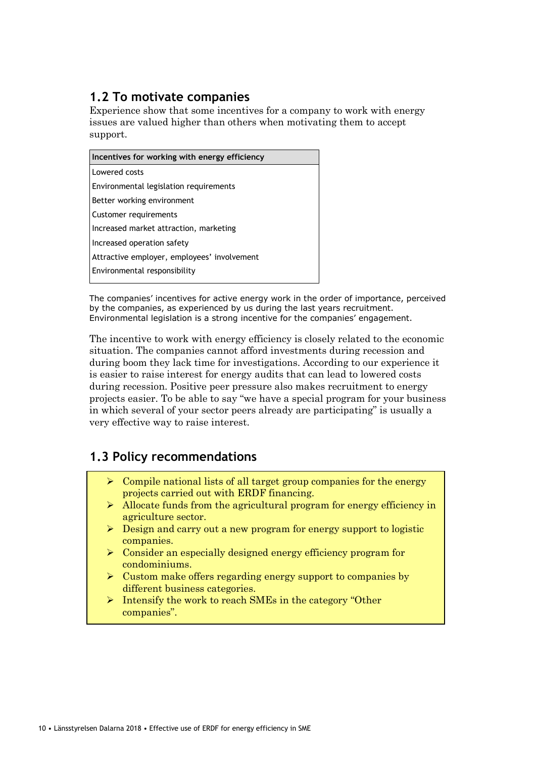## 1.2 To motivate companies

Experience show that some incentives for a company to work with energy issues are valued higher than others when motivating them to accept support.

| Incentives for working with energy efficiency |
|---|
| Lowered costs |
| Environmental legislation requirements |
| Better working environment |
| Customer requirements |
| Increased market attraction, marketing |
| Increased operation safety |
| Attractive employer, employees' involvement |
| Environmental responsibility |

The companies' incentives for active energy work in the order of importance, perceived by the companies, as experienced by us during the last years recruitment. Environmental legislation is a strong incentive for the companies' engagement.

The incentive to work with energy efficiency is closely related to the economic situation. The companies cannot afford investments during recession and during boom they lack time for investigations. According to our experience it is easier to raise interest for energy audits that can lead to lowered costs during recession. Positive peer pressure also makes recruitment to energy projects easier. To be able to say "we have a special program for your business in which several of your sector peers already are participating" is usually a very effective way to raise interest.

## 1.3 Policy recommendations

- Compile national lists of all target group companies for the energy projects carried out with ERDF financing.
- Allocate funds from the agricultural program for energy efficiency in agriculture sector.
- Design and carry out a new program for energy support to logistic companies.
- Consider an especially designed energy efficiency program for condominiums.
- Custom make offers regarding energy support to companies by different business categories.
- Intensify the work to reach SMEs in the category "Other companies".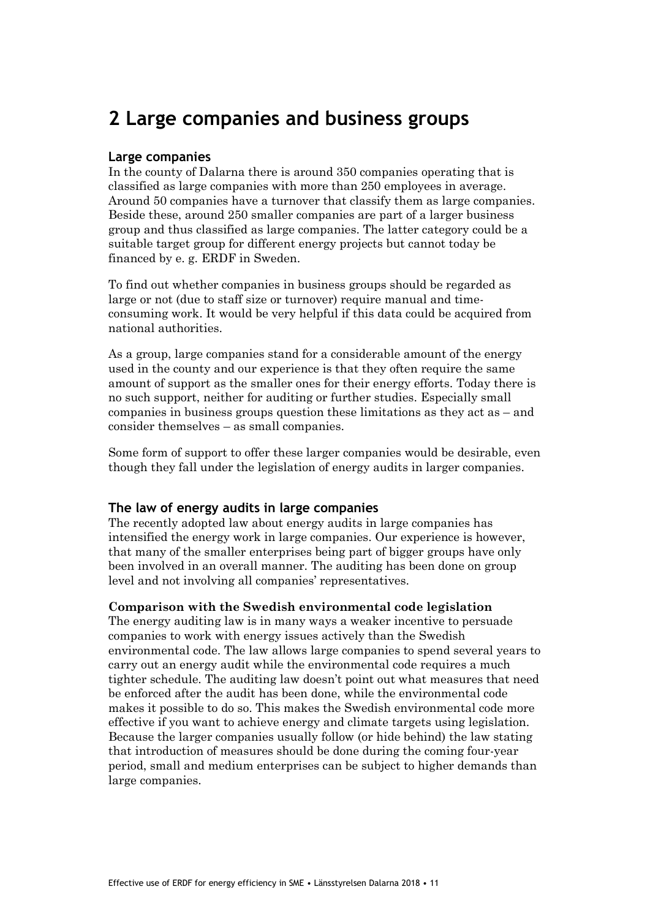# 2 Large companies and business groups

## Large companies

In the county of Dalarna there is around 350 companies operating that is classified as large companies with more than 250 employees in average. Around 50 companies have a turnover that classify them as large companies. Beside these, around 250 smaller companies are part of a larger business group and thus classified as large companies. The latter category could be a suitable target group for different energy projects but cannot today be financed by e. g. ERDF in Sweden.

To find out whether companies in business groups should be regarded as large or not (due to staff size or turnover) require manual and time-consuming work. It would be very helpful if this data could be acquired from national authorities.

As a group, large companies stand for a considerable amount of the energy used in the county and our experience is that they often require the same amount of support as the smaller ones for their energy efforts. Today there is no such support, neither for auditing or further studies. Especially small companies in business groups question these limitations as they act as – and consider themselves – as small companies.

Some form of support to offer these larger companies would be desirable, even though they fall under the legislation of energy audits in larger companies.

## The law of energy audits in large companies

The recently adopted law about energy audits in large companies has intensified the energy work in large companies. Our experience is however, that many of the smaller enterprises being part of bigger groups have only been involved in an overall manner. The auditing has been done on group level and not involving all companies' representatives.

### Comparison with the Swedish environmental code legislation

The energy auditing law is in many ways a weaker incentive to persuade companies to work with energy issues actively than the Swedish environmental code. The law allows large companies to spend several years to carry out an energy audit while the environmental code requires a much tighter schedule. The auditing law doesn't point out what measures that need be enforced after the audit has been done, while the environmental code makes it possible to do so. This makes the Swedish environmental code more effective if you want to achieve energy and climate targets using legislation. Because the larger companies usually follow (or hide behind) the law stating that introduction of measures should be done during the coming four-year period, small and medium enterprises can be subject to higher demands than large companies.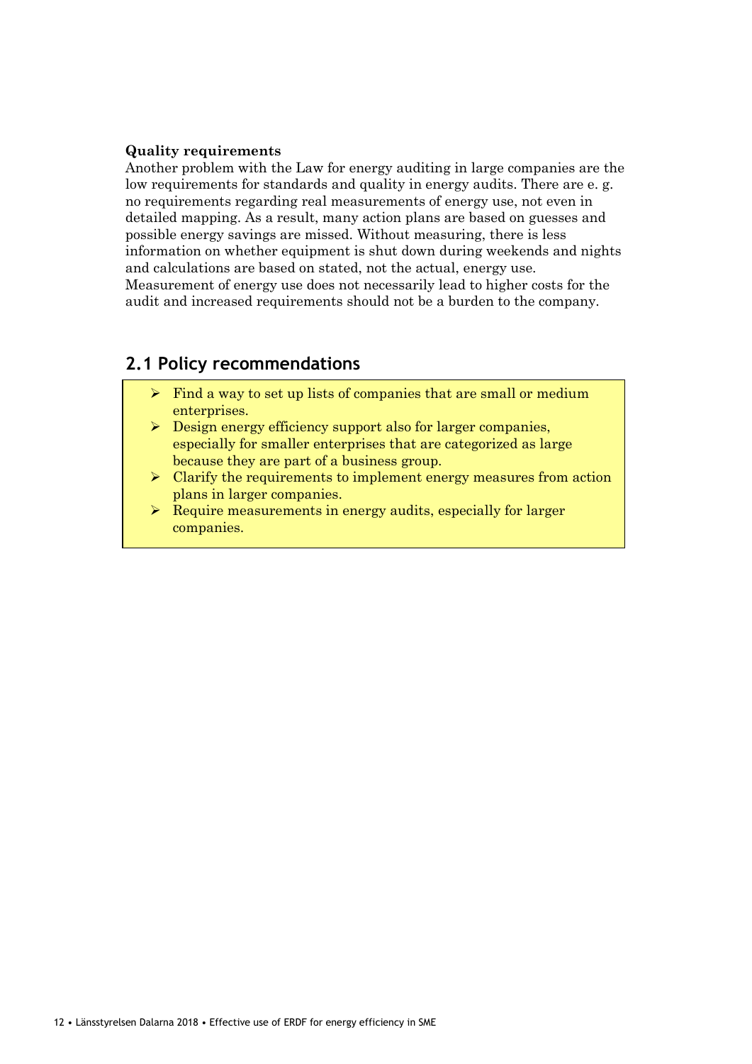**Quality requirements**

Another problem with the Law for energy auditing in large companies are the low requirements for standards and quality in energy audits. There are e. g. no requirements regarding real measurements of energy use, not even in detailed mapping. As a result, many action plans are based on guesses and possible energy savings are missed. Without measuring, there is less information on whether equipment is shut down during weekends and nights and calculations are based on stated, not the actual, energy use. Measurement of energy use does not necessarily lead to higher costs for the audit and increased requirements should not be a burden to the company.

## 2.1 Policy recommendations

- Find a way to set up lists of companies that are small or medium enterprises.
- Design energy efficiency support also for larger companies, especially for smaller enterprises that are categorized as large because they are part of a business group.
- Clarify the requirements to implement energy measures from action plans in larger companies.
- Require measurements in energy audits, especially for larger companies.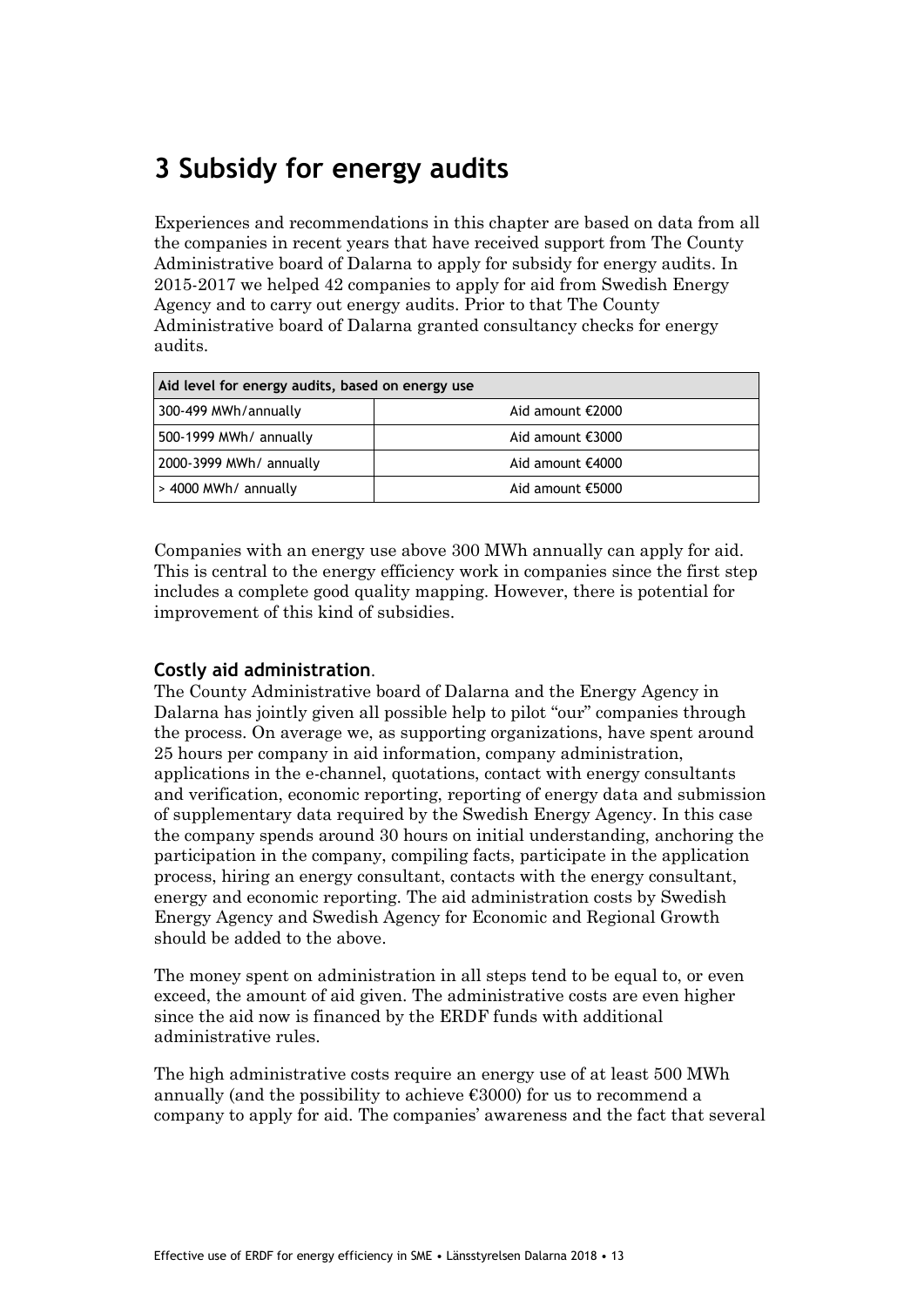# 3 Subsidy for energy audits

Experiences and recommendations in this chapter are based on data from all the companies in recent years that have received support from The County Administrative board of Dalarna to apply for subsidy for energy audits. In 2015-2017 we helped 42 companies to apply for aid from Swedish Energy Agency and to carry out energy audits. Prior to that The County Administrative board of Dalarna granted consultancy checks for energy audits.

| Aid level for energy audits, based on energy use | |
|---|---|
| 300-499 MWh/annually | Aid amount €2000 |
| 500-1999 MWh/ annually | Aid amount €3000 |
| 2000-3999 MWh/ annually | Aid amount €4000 |
| > 4000 MWh/ annually | Aid amount €5000 |

Companies with an energy use above 300 MWh annually can apply for aid. This is central to the energy efficiency work in companies since the first step includes a complete good quality mapping. However, there is potential for improvement of this kind of subsidies.

### Costly aid administration.

The County Administrative board of Dalarna and the Energy Agency in Dalarna has jointly given all possible help to pilot "our" companies through the process. On average we, as supporting organizations, have spent around 25 hours per company in aid information, company administration, applications in the e-channel, quotations, contact with energy consultants and verification, economic reporting, reporting of energy data and submission of supplementary data required by the Swedish Energy Agency. In this case the company spends around 30 hours on initial understanding, anchoring the participation in the company, compiling facts, participate in the application process, hiring an energy consultant, contacts with the energy consultant, energy and economic reporting. The aid administration costs by Swedish Energy Agency and Swedish Agency for Economic and Regional Growth should be added to the above.

The money spent on administration in all steps tend to be equal to, or even exceed, the amount of aid given. The administrative costs are even higher since the aid now is financed by the ERDF funds with additional administrative rules.

The high administrative costs require an energy use of at least 500 MWh annually (and the possibility to achieve €3000) for us to recommend a company to apply for aid. The companies' awareness and the fact that several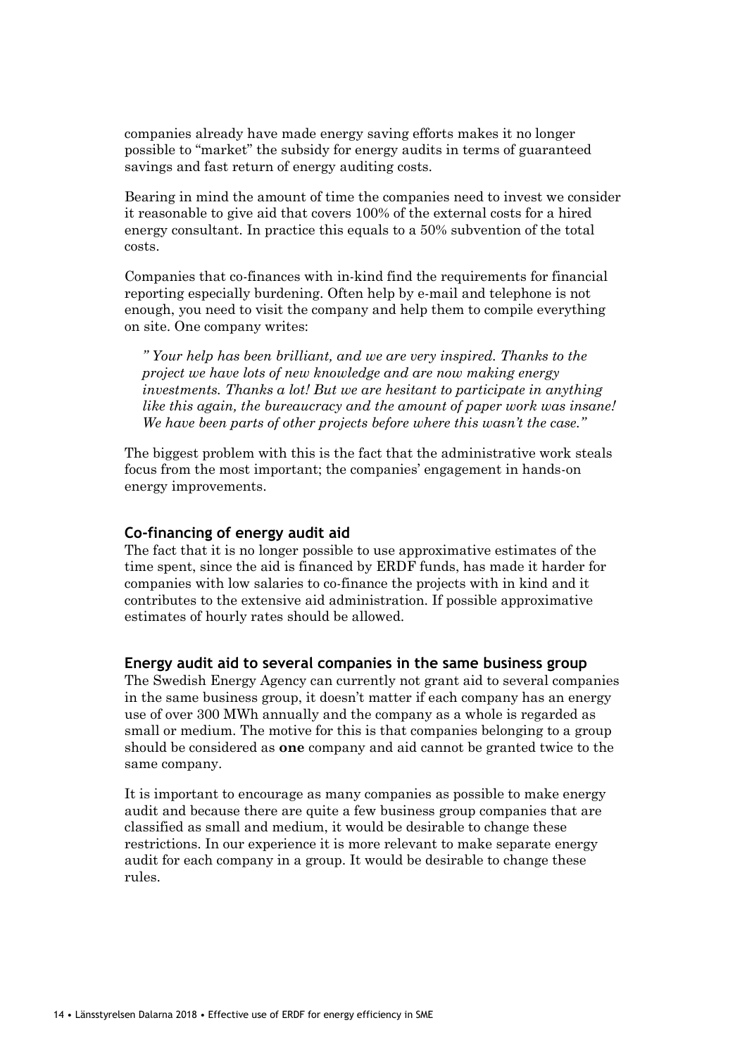companies already have made energy saving efforts makes it no longer possible to "market" the subsidy for energy audits in terms of guaranteed savings and fast return of energy auditing costs.

Bearing in mind the amount of time the companies need to invest we consider it reasonable to give aid that covers 100% of the external costs for a hired energy consultant. In practice this equals to a 50% subvention of the total costs.

Companies that co-finances with in-kind find the requirements for financial reporting especially burdening. Often help by e-mail and telephone is not enough, you need to visit the company and help them to compile everything on site. One company writes:

> *" Your help has been brilliant, and we are very inspired. Thanks to the project we have lots of new knowledge and are now making energy investments. Thanks a lot! But we are hesitant to participate in anything like this again, the bureaucracy and the amount of paper work was insane! We have been parts of other projects before where this wasn't the case."*

The biggest problem with this is the fact that the administrative work steals focus from the most important; the companies' engagement in hands-on energy improvements.

### Co-financing of energy audit aid

The fact that it is no longer possible to use approximative estimates of the time spent, since the aid is financed by ERDF funds, has made it harder for companies with low salaries to co-finance the projects with in kind and it contributes to the extensive aid administration. If possible approximative estimates of hourly rates should be allowed.

### Energy audit aid to several companies in the same business group

The Swedish Energy Agency can currently not grant aid to several companies in the same business group, it doesn't matter if each company has an energy use of over 300 MWh annually and the company as a whole is regarded as small or medium. The motive for this is that companies belonging to a group should be considered as **one** company and aid cannot be granted twice to the same company.

It is important to encourage as many companies as possible to make energy audit and because there are quite a few business group companies that are classified as small and medium, it would be desirable to change these restrictions. In our experience it is more relevant to make separate energy audit for each company in a group. It would be desirable to change these rules.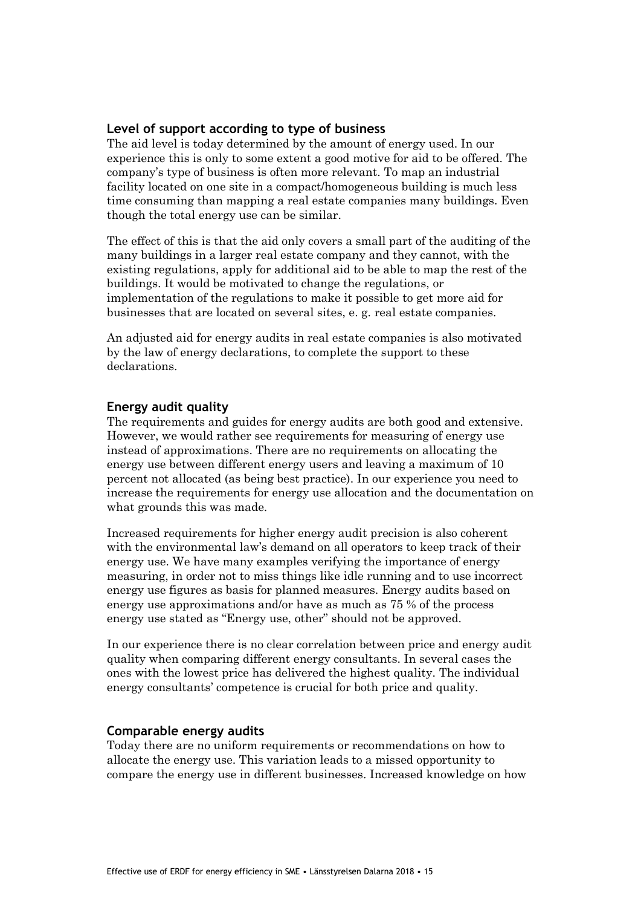### Level of support according to type of business

The aid level is today determined by the amount of energy used. In our experience this is only to some extent a good motive for aid to be offered. The company's type of business is often more relevant. To map an industrial facility located on one site in a compact/homogeneous building is much less time consuming than mapping a real estate companies many buildings. Even though the total energy use can be similar.

The effect of this is that the aid only covers a small part of the auditing of the many buildings in a larger real estate company and they cannot, with the existing regulations, apply for additional aid to be able to map the rest of the buildings. It would be motivated to change the regulations, or implementation of the regulations to make it possible to get more aid for businesses that are located on several sites, e. g. real estate companies.

An adjusted aid for energy audits in real estate companies is also motivated by the law of energy declarations, to complete the support to these declarations.

### Energy audit quality

The requirements and guides for energy audits are both good and extensive. However, we would rather see requirements for measuring of energy use instead of approximations. There are no requirements on allocating the energy use between different energy users and leaving a maximum of 10 percent not allocated (as being best practice). In our experience you need to increase the requirements for energy use allocation and the documentation on what grounds this was made.

Increased requirements for higher energy audit precision is also coherent with the environmental law's demand on all operators to keep track of their energy use. We have many examples verifying the importance of energy measuring, in order not to miss things like idle running and to use incorrect energy use figures as basis for planned measures. Energy audits based on energy use approximations and/or have as much as 75 % of the process energy use stated as "Energy use, other" should not be approved.

In our experience there is no clear correlation between price and energy audit quality when comparing different energy consultants. In several cases the ones with the lowest price has delivered the highest quality. The individual energy consultants' competence is crucial for both price and quality.

### Comparable energy audits

Today there are no uniform requirements or recommendations on how to allocate the energy use. This variation leads to a missed opportunity to compare the energy use in different businesses. Increased knowledge on how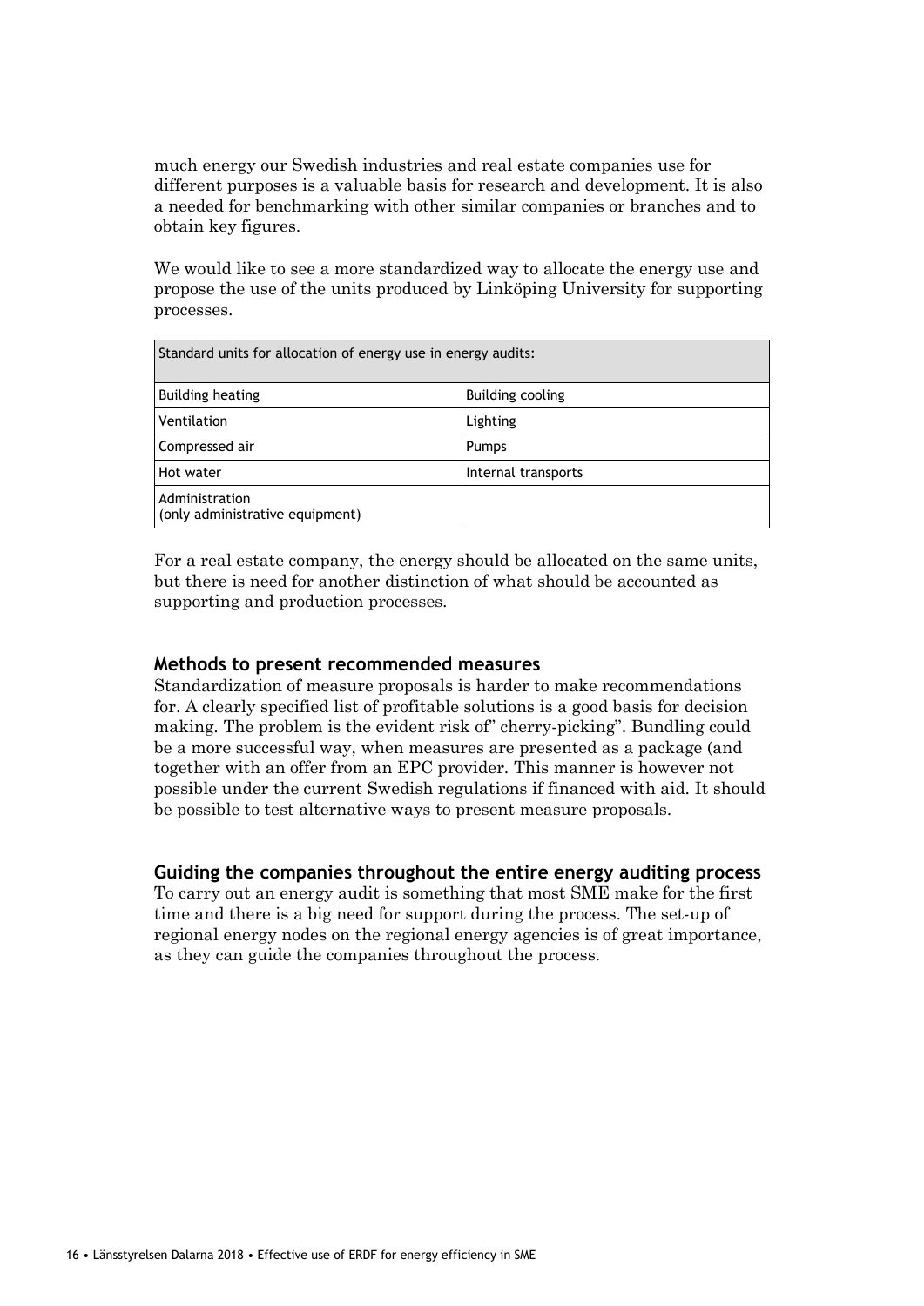much energy our Swedish industries and real estate companies use for different purposes is a valuable basis for research and development. It is also a needed for benchmarking with other similar companies or branches and to obtain key figures.

We would like to see a more standardized way to allocate the energy use and propose the use of the units produced by Linköping University for supporting processes.

| Standard units for allocation of energy use in energy audits: | |
|---|---|
| Building heating | Building cooling |
| Ventilation | Lighting |
| Compressed air | Pumps |
| Hot water | Internal transports |
| Administration (only administrative equipment) | |

For a real estate company, the energy should be allocated on the same units, but there is need for another distinction of what should be accounted as supporting and production processes.

### Methods to present recommended measures

Standardization of measure proposals is harder to make recommendations for. A clearly specified list of profitable solutions is a good basis for decision making. The problem is the evident risk of" cherry-picking". Bundling could be a more successful way, when measures are presented as a package (and together with an offer from an EPC provider. This manner is however not possible under the current Swedish regulations if financed with aid. It should be possible to test alternative ways to present measure proposals.

### Guiding the companies throughout the entire energy auditing process

To carry out an energy audit is something that most SME make for the first time and there is a big need for support during the process. The set-up of regional energy nodes on the regional energy agencies is of great importance, as they can guide the companies throughout the process.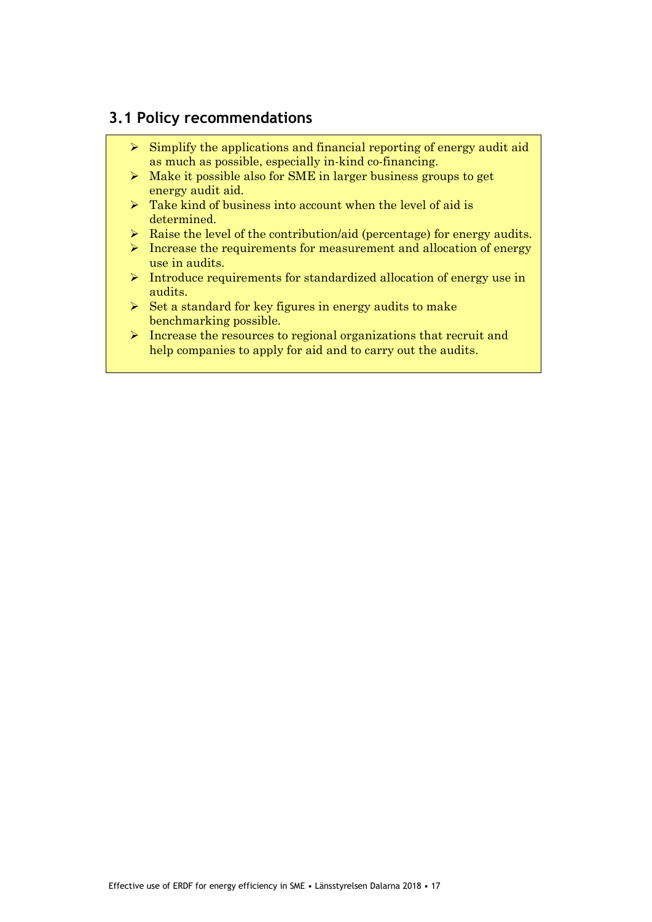## 3.1 Policy recommendations

- Simplify the applications and financial reporting of energy audit aid as much as possible, especially in-kind co-financing.
- Make it possible also for SME in larger business groups to get energy audit aid.
- Take kind of business into account when the level of aid is determined.
- Raise the level of the contribution/aid (percentage) for energy audits.
- Increase the requirements for measurement and allocation of energy use in audits.
- Introduce requirements for standardized allocation of energy use in audits.
- Set a standard for key figures in energy audits to make benchmarking possible.
- Increase the resources to regional organizations that recruit and help companies to apply for aid and to carry out the audits.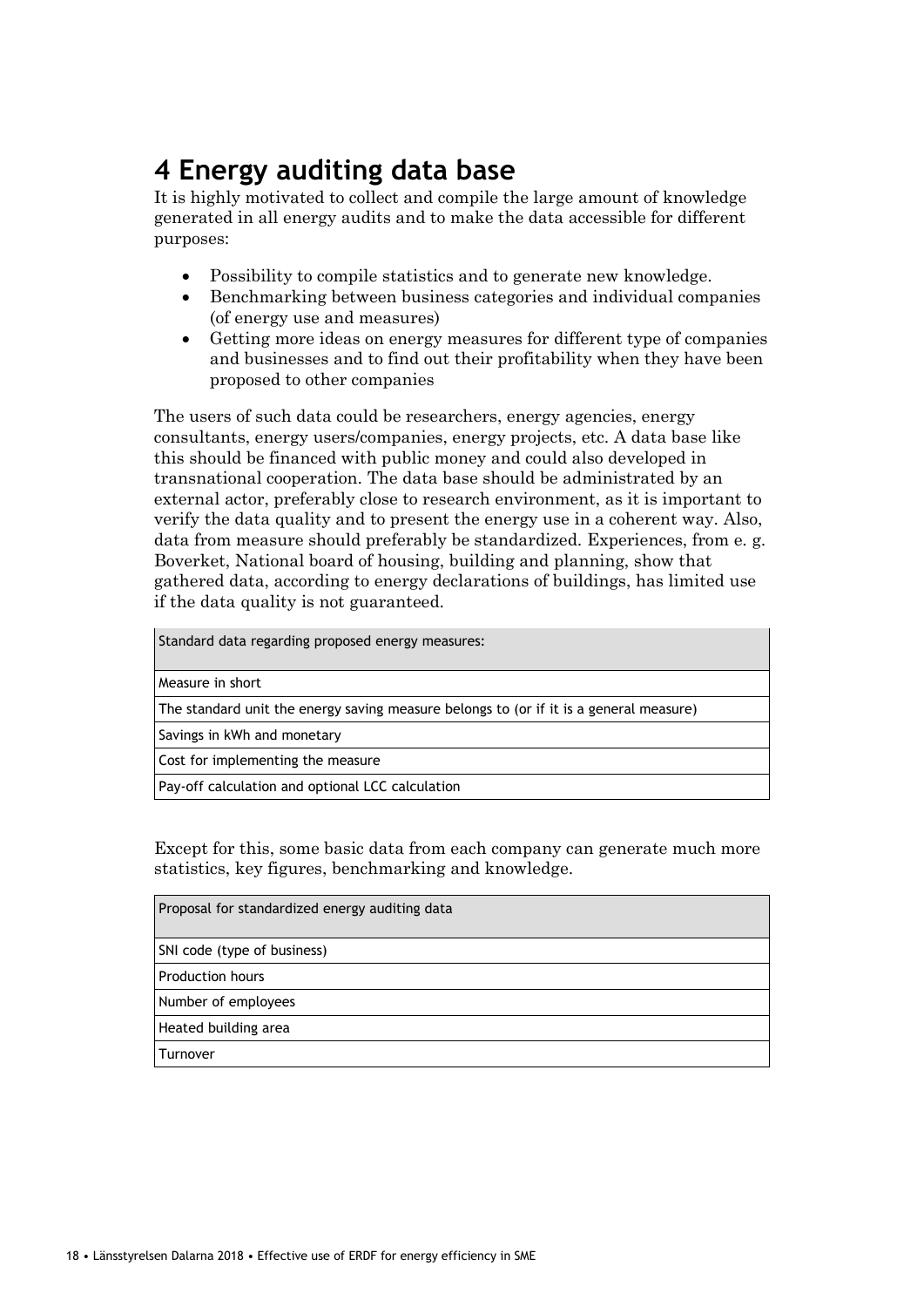# 4 Energy auditing data base

It is highly motivated to collect and compile the large amount of knowledge generated in all energy audits and to make the data accessible for different purposes:

- Possibility to compile statistics and to generate new knowledge.
- Benchmarking between business categories and individual companies (of energy use and measures)
- Getting more ideas on energy measures for different type of companies and businesses and to find out their profitability when they have been proposed to other companies

The users of such data could be researchers, energy agencies, energy consultants, energy users/companies, energy projects, etc. A data base like this should be financed with public money and could also developed in transnational cooperation. The data base should be administrated by an external actor, preferably close to research environment, as it is important to verify the data quality and to present the energy use in a coherent way. Also, data from measure should preferably be standardized. Experiences, from e. g. Boverket, National board of housing, building and planning, show that gathered data, according to energy declarations of buildings, has limited use if the data quality is not guaranteed.

| Standard data regarding proposed energy measures: |
|---|
| Measure in short |
| The standard unit the energy saving measure belongs to (or if it is a general measure) |
| Savings in kWh and monetary |
| Cost for implementing the measure |
| Pay-off calculation and optional LCC calculation |

Except for this, some basic data from each company can generate much more statistics, key figures, benchmarking and knowledge.

| Proposal for standardized energy auditing data |
|---|
| SNI code (type of business) |
| Production hours |
| Number of employees |
| Heated building area |
| Turnover |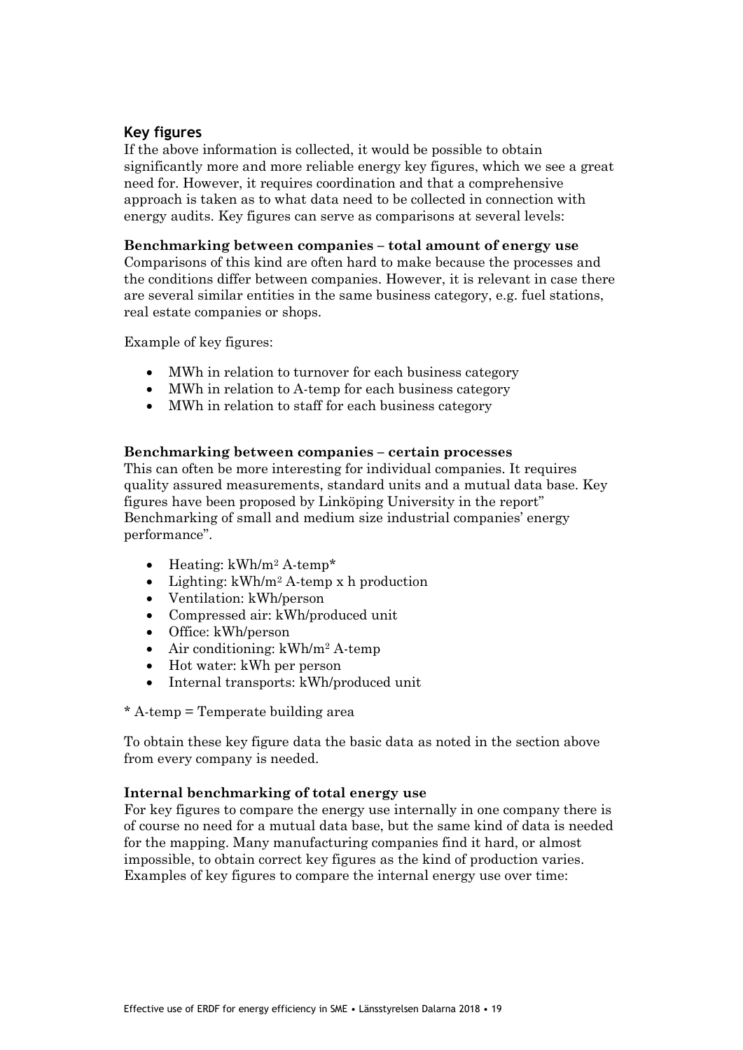## Key figures

If the above information is collected, it would be possible to obtain significantly more and more reliable energy key figures, which we see a great need for. However, it requires coordination and that a comprehensive approach is taken as to what data need to be collected in connection with energy audits. Key figures can serve as comparisons at several levels:

**Benchmarking between companies – total amount of energy use**

Comparisons of this kind are often hard to make because the processes and the conditions differ between companies. However, it is relevant in case there are several similar entities in the same business category, e.g. fuel stations, real estate companies or shops.

Example of key figures:

- MWh in relation to turnover for each business category
- MWh in relation to A-temp for each business category
- MWh in relation to staff for each business category

**Benchmarking between companies – certain processes**

This can often be more interesting for individual companies. It requires quality assured measurements, standard units and a mutual data base. Key figures have been proposed by Linköping University in the report" Benchmarking of small and medium size industrial companies' energy performance".

- Heating: kWh/m$^2$ A-temp*
- Lighting: kWh/m$^2$ A-temp x h production
- Ventilation: kWh/person
- Compressed air: kWh/produced unit
- Office: kWh/person
- Air conditioning: kWh/m$^2$ A-temp
- Hot water: kWh per person
- Internal transports: kWh/produced unit

* A-temp = Temperate building area

To obtain these key figure data the basic data as noted in the section above from every company is needed.

**Internal benchmarking of total energy use**

For key figures to compare the energy use internally in one company there is of course no need for a mutual data base, but the same kind of data is needed for the mapping. Many manufacturing companies find it hard, or almost impossible, to obtain correct key figures as the kind of production varies. Examples of key figures to compare the internal energy use over time: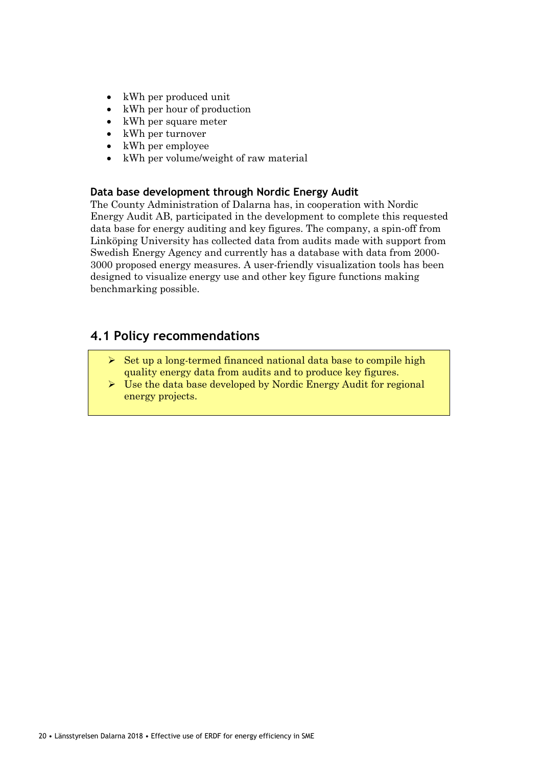- kWh per produced unit
- kWh per hour of production
- kWh per square meter
- kWh per turnover
- kWh per employee
- kWh per volume/weight of raw material

### Data base development through Nordic Energy Audit

The County Administration of Dalarna has, in cooperation with Nordic Energy Audit AB, participated in the development to complete this requested data base for energy auditing and key figures. The company, a spin-off from Linköping University has collected data from audits made with support from Swedish Energy Agency and currently has a database with data from 2000-3000 proposed energy measures. A user-friendly visualization tools has been designed to visualize energy use and other key figure functions making benchmarking possible.

## 4.1 Policy recommendations

- Set up a long-termed financed national data base to compile high quality energy data from audits and to produce key figures.
- Use the data base developed by Nordic Energy Audit for regional energy projects.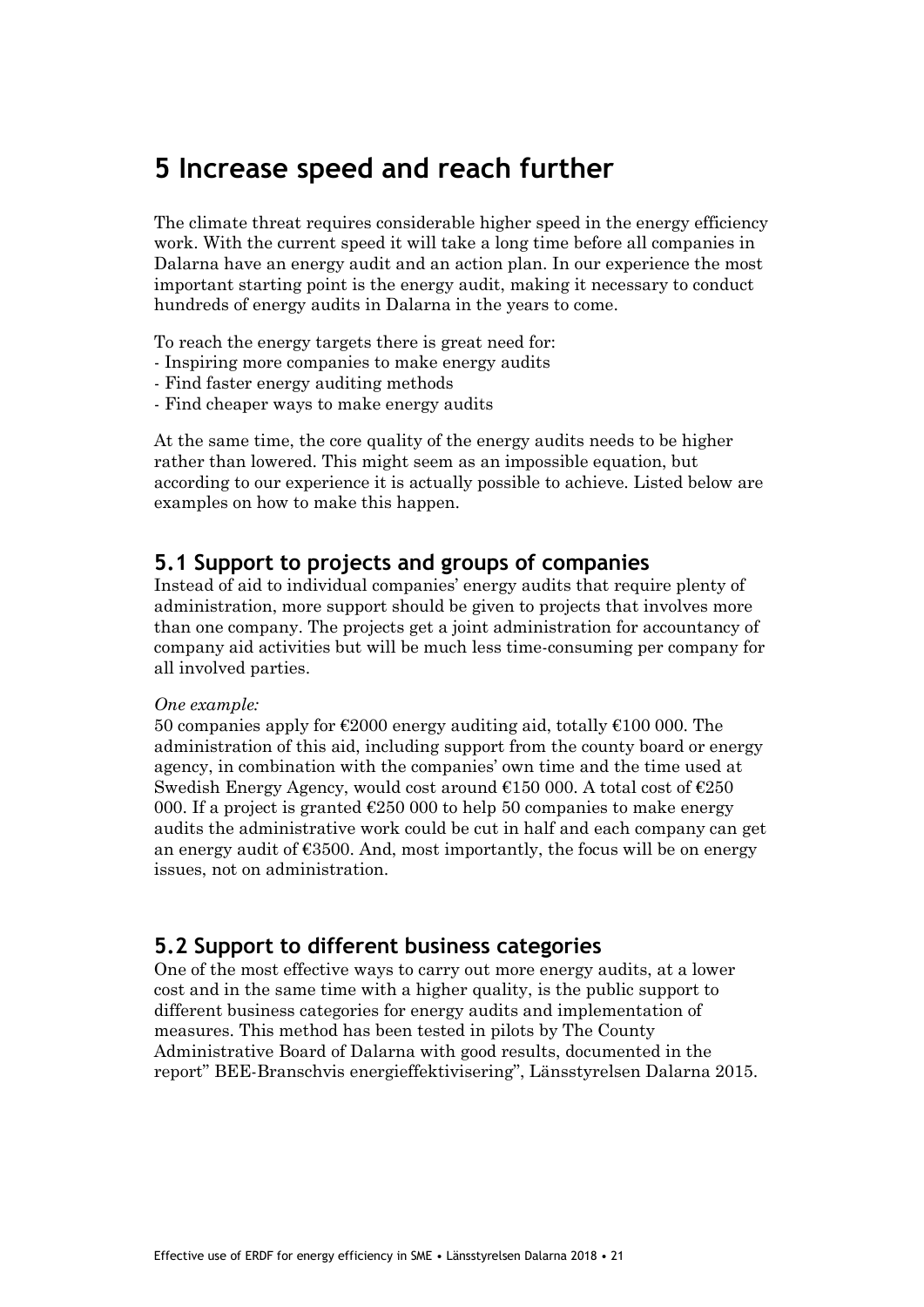# 5 Increase speed and reach further

The climate threat requires considerable higher speed in the energy efficiency work. With the current speed it will take a long time before all companies in Dalarna have an energy audit and an action plan. In our experience the most important starting point is the energy audit, making it necessary to conduct hundreds of energy audits in Dalarna in the years to come.

To reach the energy targets there is great need for:
- Inspiring more companies to make energy audits
- Find faster energy auditing methods
- Find cheaper ways to make energy audits

At the same time, the core quality of the energy audits needs to be higher rather than lowered. This might seem as an impossible equation, but according to our experience it is actually possible to achieve. Listed below are examples on how to make this happen.

## 5.1 Support to projects and groups of companies

Instead of aid to individual companies' energy audits that require plenty of administration, more support should be given to projects that involves more than one company. The projects get a joint administration for accountancy of company aid activities but will be much less time-consuming per company for all involved parties.

*One example:*
50 companies apply for €2000 energy auditing aid, totally €100 000. The administration of this aid, including support from the county board or energy agency, in combination with the companies' own time and the time used at Swedish Energy Agency, would cost around €150 000. A total cost of €250 000. If a project is granted €250 000 to help 50 companies to make energy audits the administrative work could be cut in half and each company can get an energy audit of €3500. And, most importantly, the focus will be on energy issues, not on administration.

## 5.2 Support to different business categories

One of the most effective ways to carry out more energy audits, at a lower cost and in the same time with a higher quality, is the public support to different business categories for energy audits and implementation of measures. This method has been tested in pilots by The County Administrative Board of Dalarna with good results, documented in the report" BEE-Branschvis energieffektivisering", Länsstyrelsen Dalarna 2015.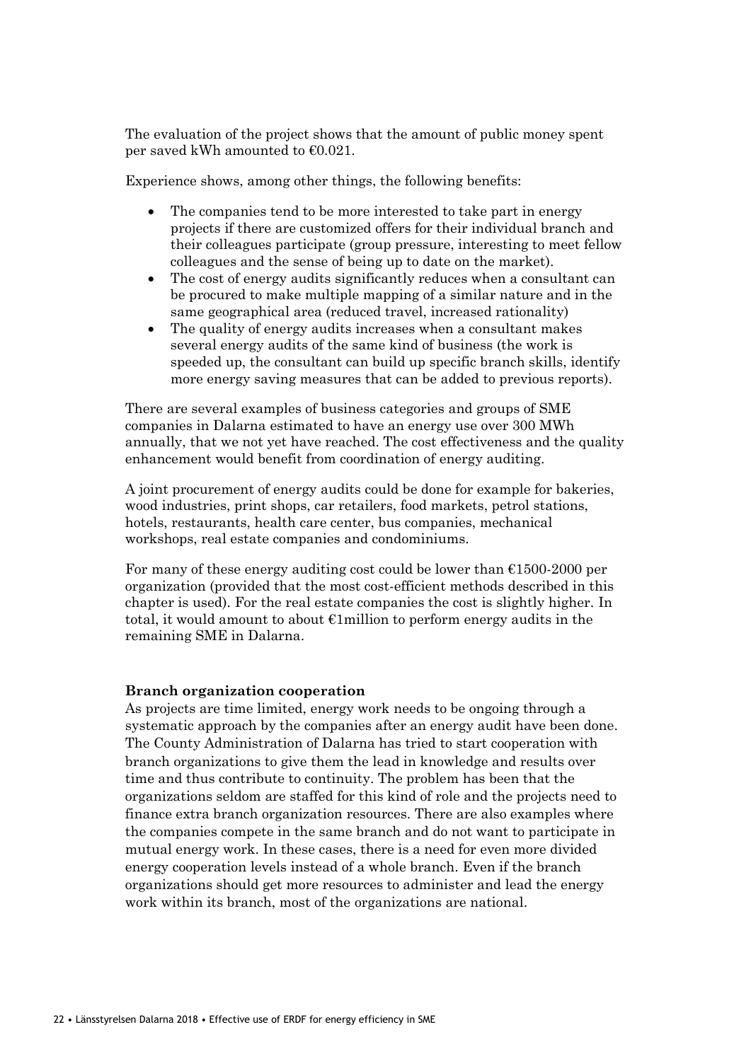The evaluation of the project shows that the amount of public money spent per saved kWh amounted to €0.021.

Experience shows, among other things, the following benefits:

- The companies tend to be more interested to take part in energy projects if there are customized offers for their individual branch and their colleagues participate (group pressure, interesting to meet fellow colleagues and the sense of being up to date on the market).
- The cost of energy audits significantly reduces when a consultant can be procured to make multiple mapping of a similar nature and in the same geographical area (reduced travel, increased rationality)
- The quality of energy audits increases when a consultant makes several energy audits of the same kind of business (the work is speeded up, the consultant can build up specific branch skills, identify more energy saving measures that can be added to previous reports).

There are several examples of business categories and groups of SME companies in Dalarna estimated to have an energy use over 300 MWh annually, that we not yet have reached. The cost effectiveness and the quality enhancement would benefit from coordination of energy auditing.

A joint procurement of energy audits could be done for example for bakeries, wood industries, print shops, car retailers, food markets, petrol stations, hotels, restaurants, health care center, bus companies, mechanical workshops, real estate companies and condominiums.

For many of these energy auditing cost could be lower than €1500-2000 per organization (provided that the most cost-efficient methods described in this chapter is used). For the real estate companies the cost is slightly higher. In total, it would amount to about €1million to perform energy audits in the remaining SME in Dalarna.

**Branch organization cooperation**

As projects are time limited, energy work needs to be ongoing through a systematic approach by the companies after an energy audit have been done. The County Administration of Dalarna has tried to start cooperation with branch organizations to give them the lead in knowledge and results over time and thus contribute to continuity. The problem has been that the organizations seldom are staffed for this kind of role and the projects need to finance extra branch organization resources. There are also examples where the companies compete in the same branch and do not want to participate in mutual energy work. In these cases, there is a need for even more divided energy cooperation levels instead of a whole branch. Even if the branch organizations should get more resources to administer and lead the energy work within its branch, most of the organizations are national.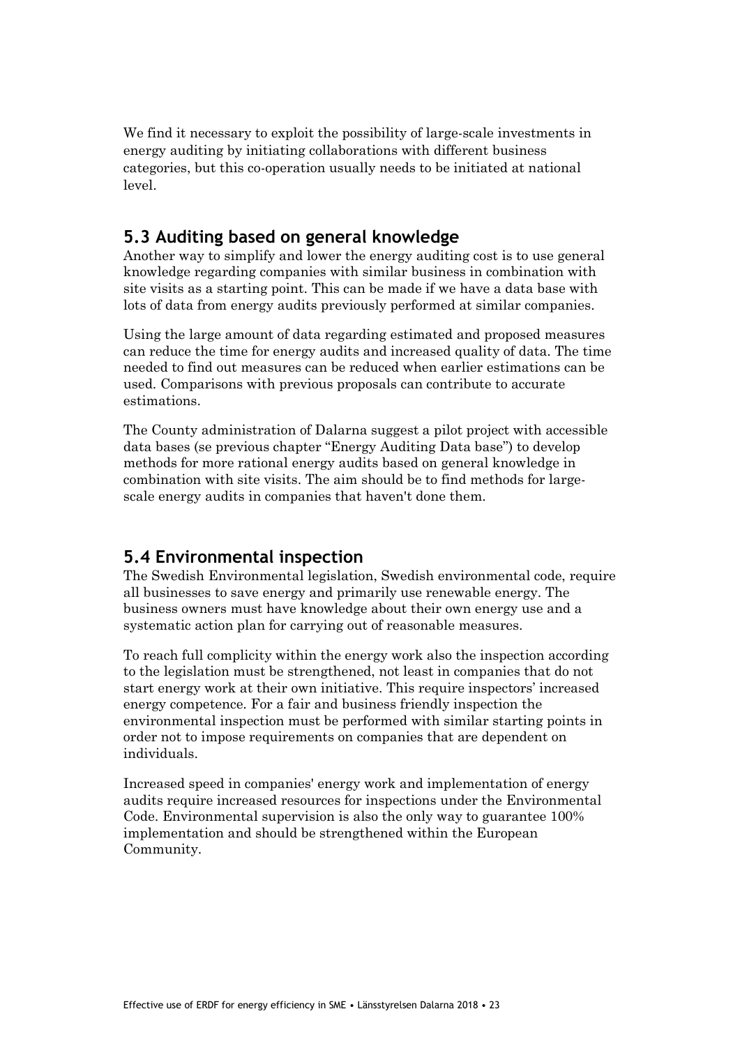We find it necessary to exploit the possibility of large-scale investments in energy auditing by initiating collaborations with different business categories, but this co-operation usually needs to be initiated at national level.

## 5.3 Auditing based on general knowledge

Another way to simplify and lower the energy auditing cost is to use general knowledge regarding companies with similar business in combination with site visits as a starting point. This can be made if we have a data base with lots of data from energy audits previously performed at similar companies.

Using the large amount of data regarding estimated and proposed measures can reduce the time for energy audits and increased quality of data. The time needed to find out measures can be reduced when earlier estimations can be used. Comparisons with previous proposals can contribute to accurate estimations.

The County administration of Dalarna suggest a pilot project with accessible data bases (se previous chapter "Energy Auditing Data base") to develop methods for more rational energy audits based on general knowledge in combination with site visits. The aim should be to find methods for large-scale energy audits in companies that haven't done them.

## 5.4 Environmental inspection

The Swedish Environmental legislation, Swedish environmental code, require all businesses to save energy and primarily use renewable energy. The business owners must have knowledge about their own energy use and a systematic action plan for carrying out of reasonable measures.

To reach full complicity within the energy work also the inspection according to the legislation must be strengthened, not least in companies that do not start energy work at their own initiative. This require inspectors' increased energy competence. For a fair and business friendly inspection the environmental inspection must be performed with similar starting points in order not to impose requirements on companies that are dependent on individuals.

Increased speed in companies' energy work and implementation of energy audits require increased resources for inspections under the Environmental Code. Environmental supervision is also the only way to guarantee 100% implementation and should be strengthened within the European Community.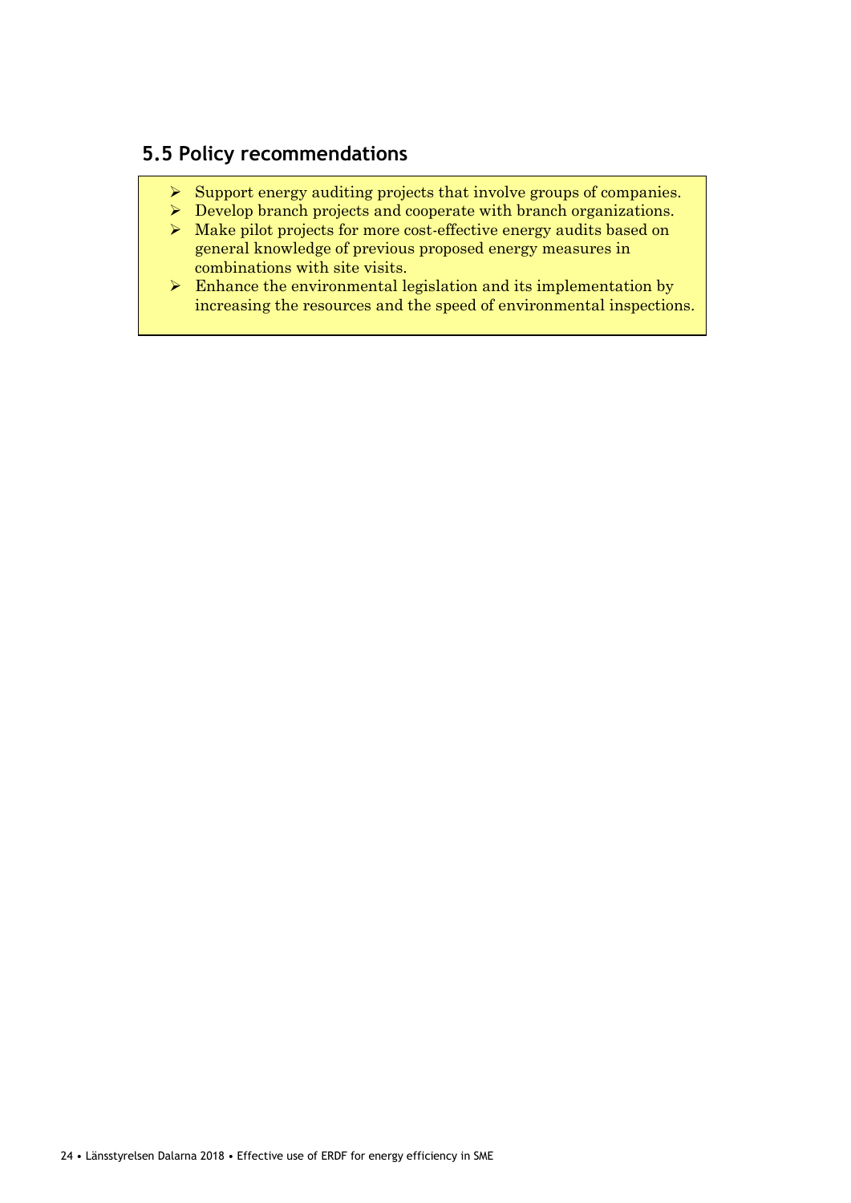## 5.5 Policy recommendations

- Support energy auditing projects that involve groups of companies.
- Develop branch projects and cooperate with branch organizations.
- Make pilot projects for more cost-effective energy audits based on general knowledge of previous proposed energy measures in combinations with site visits.
- Enhance the environmental legislation and its implementation by increasing the resources and the speed of environmental inspections.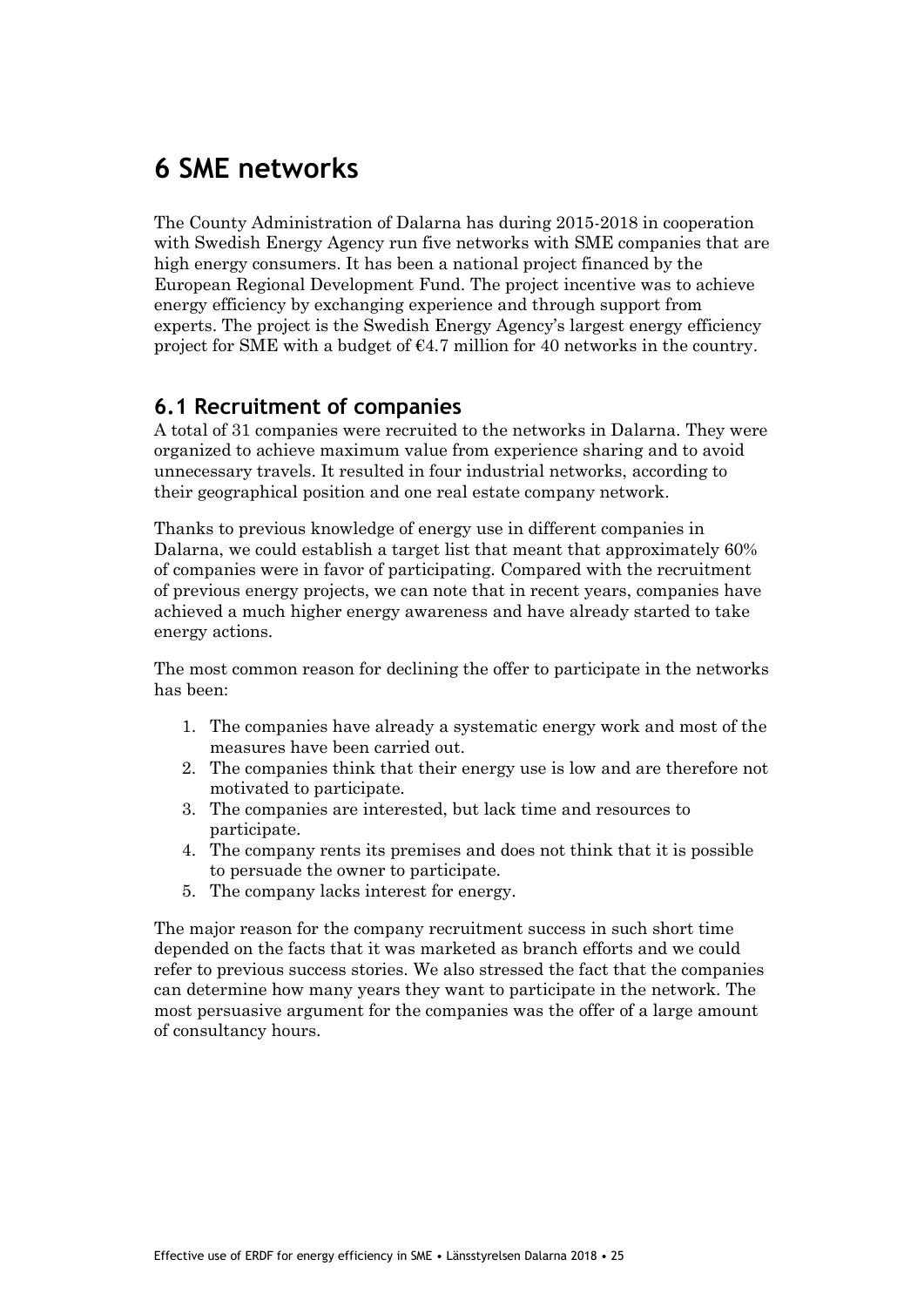# 6 SME networks

The County Administration of Dalarna has during 2015-2018 in cooperation with Swedish Energy Agency run five networks with SME companies that are high energy consumers. It has been a national project financed by the European Regional Development Fund. The project incentive was to achieve energy efficiency by exchanging experience and through support from experts. The project is the Swedish Energy Agency's largest energy efficiency project for SME with a budget of €4.7 million for 40 networks in the country.

## 6.1 Recruitment of companies

A total of 31 companies were recruited to the networks in Dalarna. They were organized to achieve maximum value from experience sharing and to avoid unnecessary travels. It resulted in four industrial networks, according to their geographical position and one real estate company network.

Thanks to previous knowledge of energy use in different companies in Dalarna, we could establish a target list that meant that approximately 60% of companies were in favor of participating. Compared with the recruitment of previous energy projects, we can note that in recent years, companies have achieved a much higher energy awareness and have already started to take energy actions.

The most common reason for declining the offer to participate in the networks has been:

1. The companies have already a systematic energy work and most of the measures have been carried out.
2. The companies think that their energy use is low and are therefore not motivated to participate.
3. The companies are interested, but lack time and resources to participate.
4. The company rents its premises and does not think that it is possible to persuade the owner to participate.
5. The company lacks interest for energy.

The major reason for the company recruitment success in such short time depended on the facts that it was marketed as branch efforts and we could refer to previous success stories. We also stressed the fact that the companies can determine how many years they want to participate in the network. The most persuasive argument for the companies was the offer of a large amount of consultancy hours.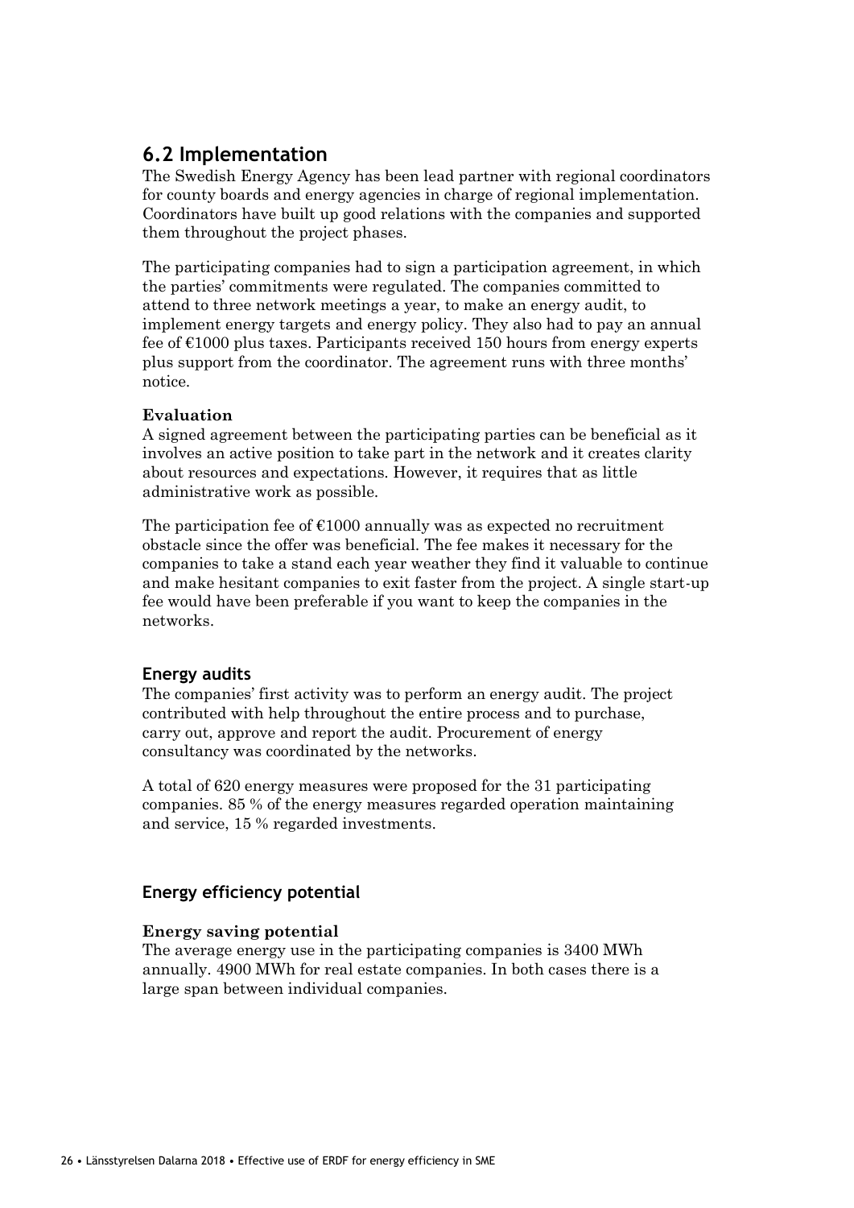## 6.2 Implementation

The Swedish Energy Agency has been lead partner with regional coordinators for county boards and energy agencies in charge of regional implementation. Coordinators have built up good relations with the companies and supported them throughout the project phases.

The participating companies had to sign a participation agreement, in which the parties' commitments were regulated. The companies committed to attend to three network meetings a year, to make an energy audit, to implement energy targets and energy policy. They also had to pay an annual fee of €1000 plus taxes. Participants received 150 hours from energy experts plus support from the coordinator. The agreement runs with three months' notice.

**Evaluation**

A signed agreement between the participating parties can be beneficial as it involves an active position to take part in the network and it creates clarity about resources and expectations. However, it requires that as little administrative work as possible.

The participation fee of €1000 annually was as expected no recruitment obstacle since the offer was beneficial. The fee makes it necessary for the companies to take a stand each year weather they find it valuable to continue and make hesitant companies to exit faster from the project. A single start-up fee would have been preferable if you want to keep the companies in the networks.

### Energy audits

The companies' first activity was to perform an energy audit. The project contributed with help throughout the entire process and to purchase, carry out, approve and report the audit. Procurement of energy consultancy was coordinated by the networks.

A total of 620 energy measures were proposed for the 31 participating companies. 85 % of the energy measures regarded operation maintaining and service, 15 % regarded investments.

### Energy efficiency potential

**Energy saving potential**

The average energy use in the participating companies is 3400 MWh annually. 4900 MWh for real estate companies. In both cases there is a large span between individual companies.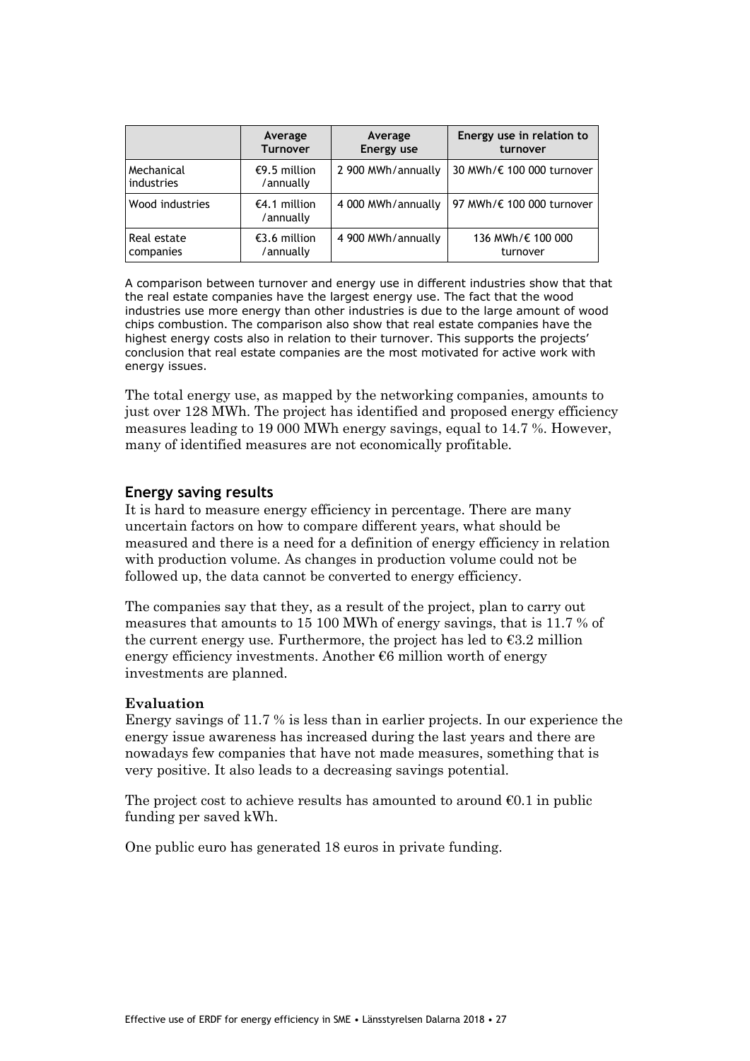| | Average Turnover | Average Energy use | Energy use in relation to turnover |
|---|---|---|---|
| Mechanical industries | €9.5 million /annually | 2 900 MWh/annually | 30 MWh/€ 100 000 turnover |
| Wood industries | €4.1 million /annually | 4 000 MWh/annually | 97 MWh/€ 100 000 turnover |
| Real estate companies | €3.6 million /annually | 4 900 MWh/annually | 136 MWh/€ 100 000 turnover |

A comparison between turnover and energy use in different industries show that that the real estate companies have the largest energy use. The fact that the wood industries use more energy than other industries is due to the large amount of wood chips combustion. The comparison also show that real estate companies have the highest energy costs also in relation to their turnover. This supports the projects' conclusion that real estate companies are the most motivated for active work with energy issues.

The total energy use, as mapped by the networking companies, amounts to just over 128 MWh. The project has identified and proposed energy efficiency measures leading to 19 000 MWh energy savings, equal to 14.7 %. However, many of identified measures are not economically profitable.

### Energy saving results

It is hard to measure energy efficiency in percentage. There are many uncertain factors on how to compare different years, what should be measured and there is a need for a definition of energy efficiency in relation with production volume. As changes in production volume could not be followed up, the data cannot be converted to energy efficiency.

The companies say that they, as a result of the project, plan to carry out measures that amounts to 15 100 MWh of energy savings, that is 11.7 % of the current energy use. Furthermore, the project has led to €3.2 million energy efficiency investments. Another €6 million worth of energy investments are planned.

#### Evaluation

Energy savings of 11.7 % is less than in earlier projects. In our experience the energy issue awareness has increased during the last years and there are nowadays few companies that have not made measures, something that is very positive. It also leads to a decreasing savings potential.

The project cost to achieve results has amounted to around €0.1 in public funding per saved kWh.

One public euro has generated 18 euros in private funding.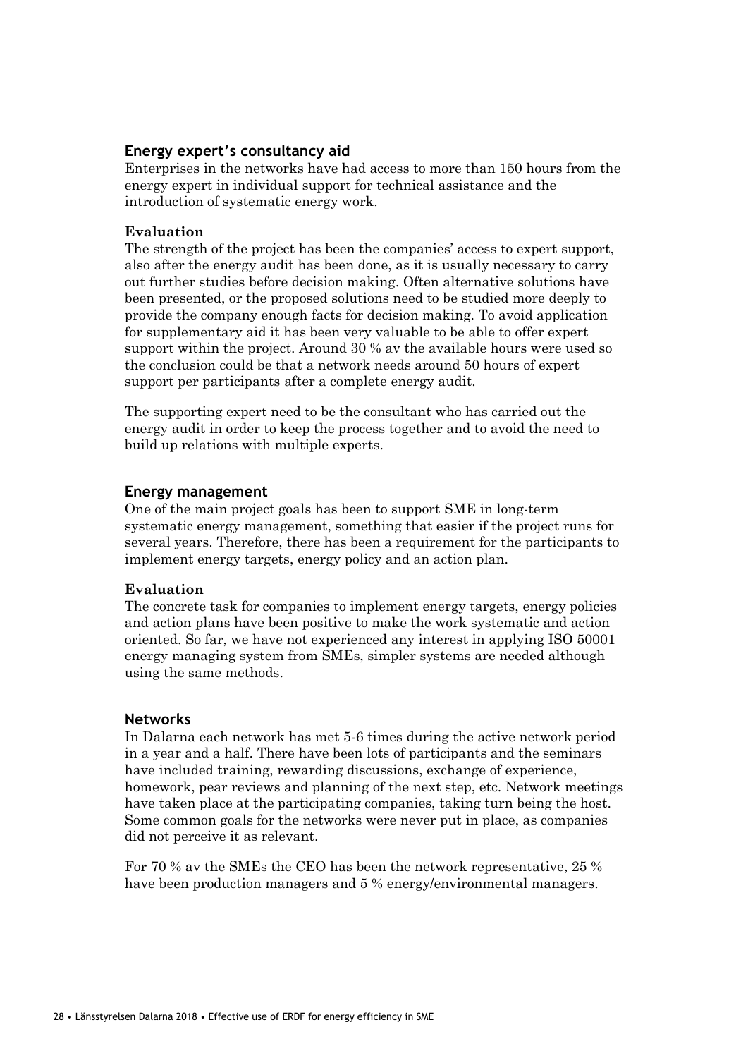### Energy expert's consultancy aid

Enterprises in the networks have had access to more than 150 hours from the energy expert in individual support for technical assistance and the introduction of systematic energy work.

**Evaluation**

The strength of the project has been the companies' access to expert support, also after the energy audit has been done, as it is usually necessary to carry out further studies before decision making. Often alternative solutions have been presented, or the proposed solutions need to be studied more deeply to provide the company enough facts for decision making. To avoid application for supplementary aid it has been very valuable to be able to offer expert support within the project. Around 30 % av the available hours were used so the conclusion could be that a network needs around 50 hours of expert support per participants after a complete energy audit.

The supporting expert need to be the consultant who has carried out the energy audit in order to keep the process together and to avoid the need to build up relations with multiple experts.

### Energy management

One of the main project goals has been to support SME in long-term systematic energy management, something that easier if the project runs for several years. Therefore, there has been a requirement for the participants to implement energy targets, energy policy and an action plan.

**Evaluation**

The concrete task for companies to implement energy targets, energy policies and action plans have been positive to make the work systematic and action oriented. So far, we have not experienced any interest in applying ISO 50001 energy managing system from SMEs, simpler systems are needed although using the same methods.

### Networks

In Dalarna each network has met 5-6 times during the active network period in a year and a half. There have been lots of participants and the seminars have included training, rewarding discussions, exchange of experience, homework, pear reviews and planning of the next step, etc. Network meetings have taken place at the participating companies, taking turn being the host. Some common goals for the networks were never put in place, as companies did not perceive it as relevant.

For 70 % av the SMEs the CEO has been the network representative, 25 % have been production managers and 5 % energy/environmental managers.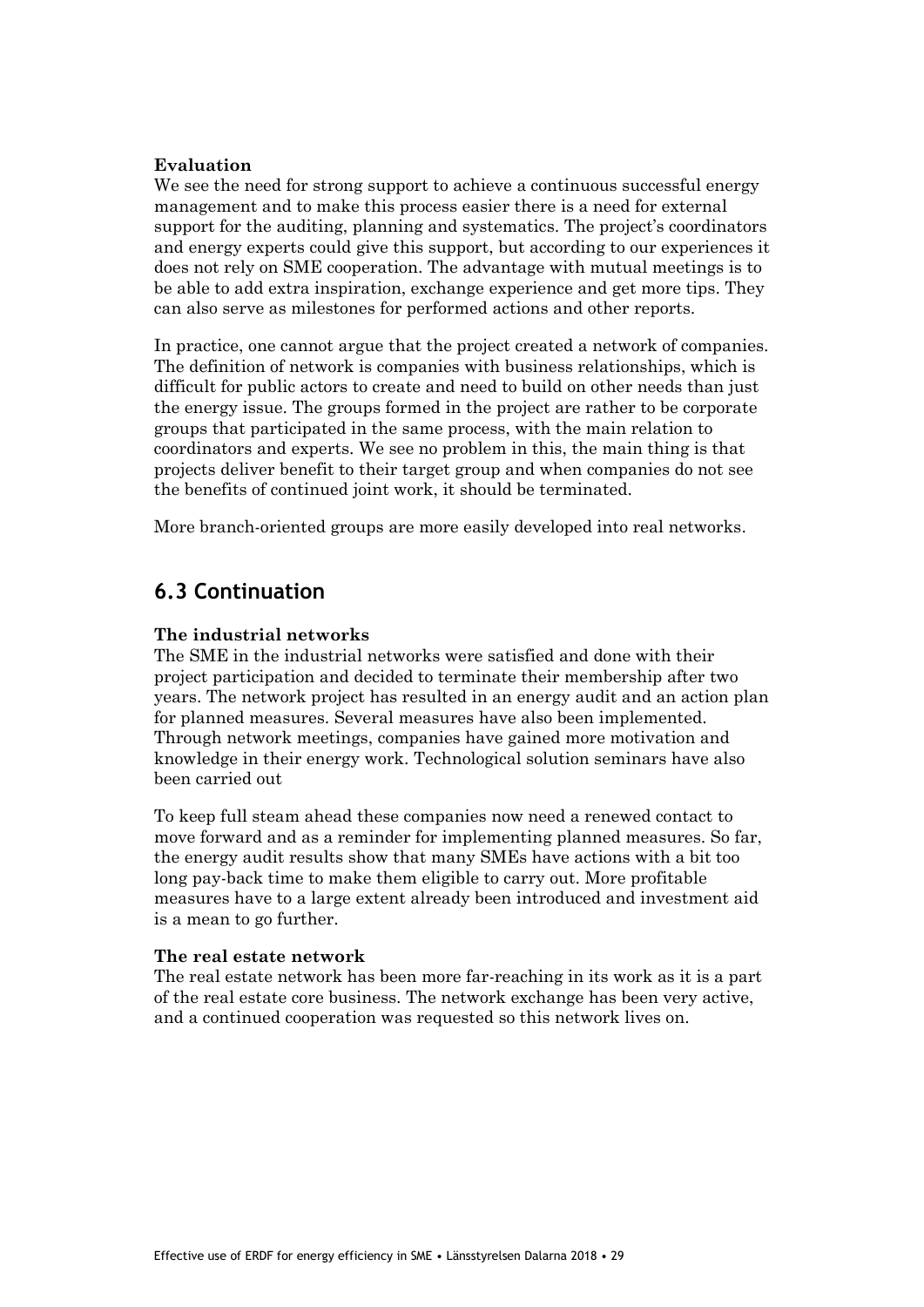**Evaluation**

We see the need for strong support to achieve a continuous successful energy management and to make this process easier there is a need for external support for the auditing, planning and systematics. The project's coordinators and energy experts could give this support, but according to our experiences it does not rely on SME cooperation. The advantage with mutual meetings is to be able to add extra inspiration, exchange experience and get more tips. They can also serve as milestones for performed actions and other reports.

In practice, one cannot argue that the project created a network of companies. The definition of network is companies with business relationships, which is difficult for public actors to create and need to build on other needs than just the energy issue. The groups formed in the project are rather to be corporate groups that participated in the same process, with the main relation to coordinators and experts. We see no problem in this, the main thing is that projects deliver benefit to their target group and when companies do not see the benefits of continued joint work, it should be terminated.

More branch-oriented groups are more easily developed into real networks.

## 6.3 Continuation

**The industrial networks**

The SME in the industrial networks were satisfied and done with their project participation and decided to terminate their membership after two years. The network project has resulted in an energy audit and an action plan for planned measures. Several measures have also been implemented. Through network meetings, companies have gained more motivation and knowledge in their energy work. Technological solution seminars have also been carried out

To keep full steam ahead these companies now need a renewed contact to move forward and as a reminder for implementing planned measures. So far, the energy audit results show that many SMEs have actions with a bit too long pay-back time to make them eligible to carry out. More profitable measures have to a large extent already been introduced and investment aid is a mean to go further.

**The real estate network**

The real estate network has been more far-reaching in its work as it is a part of the real estate core business. The network exchange has been very active, and a continued cooperation was requested so this network lives on.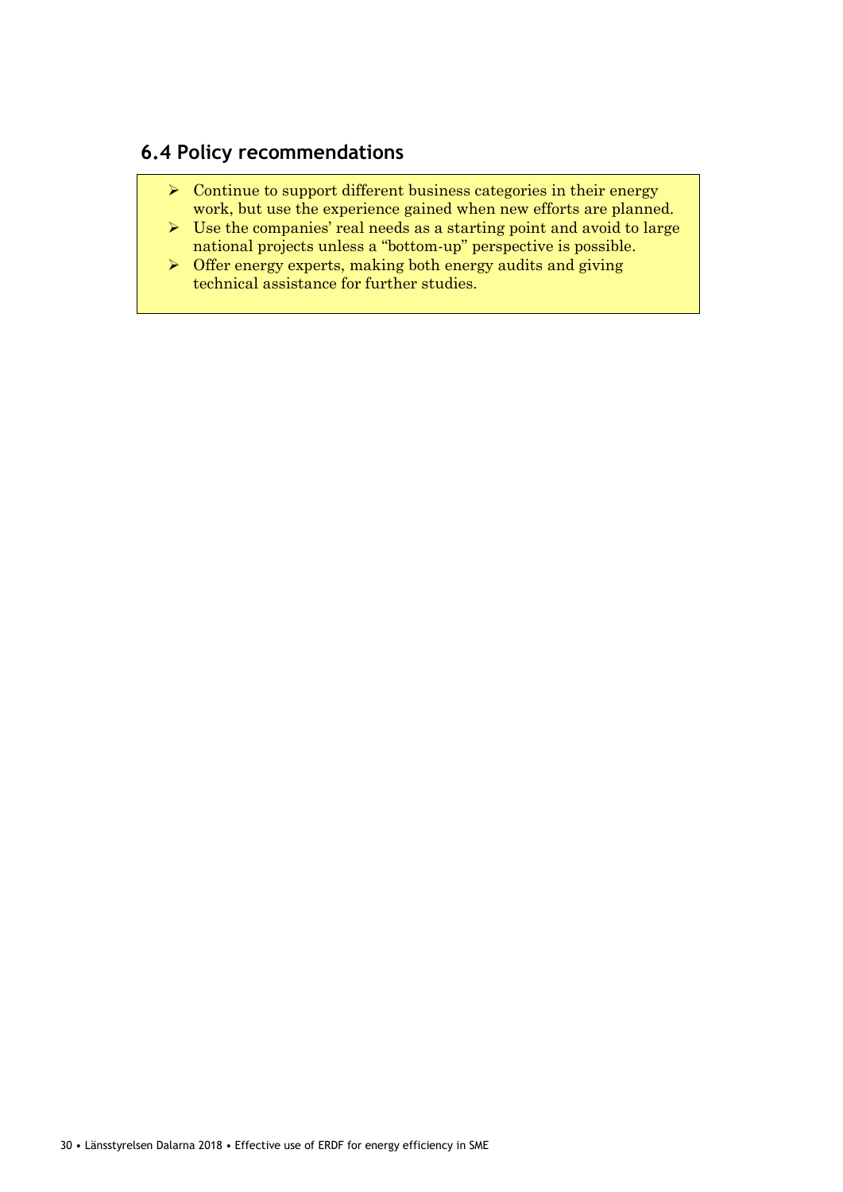## 6.4 Policy recommendations

- Continue to support different business categories in their energy work, but use the experience gained when new efforts are planned.
- Use the companies' real needs as a starting point and avoid to large national projects unless a "bottom-up" perspective is possible.
- Offer energy experts, making both energy audits and giving technical assistance for further studies.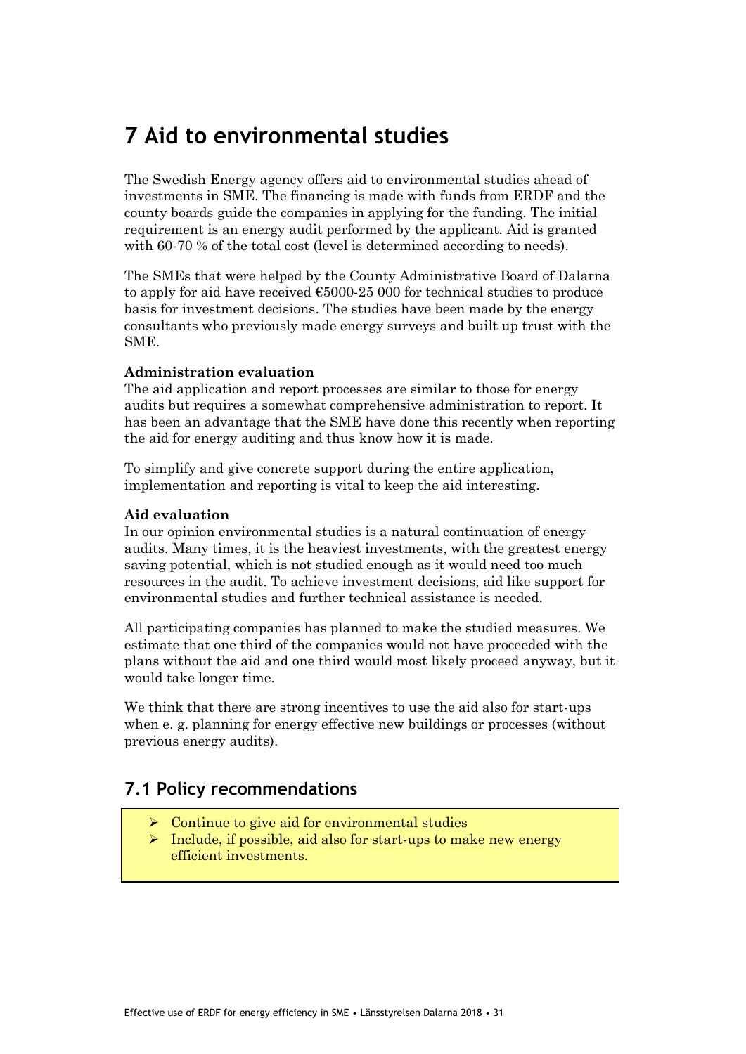# 7 Aid to environmental studies

The Swedish Energy agency offers aid to environmental studies ahead of investments in SME. The financing is made with funds from ERDF and the county boards guide the companies in applying for the funding. The initial requirement is an energy audit performed by the applicant. Aid is granted with 60-70 % of the total cost (level is determined according to needs).

The SMEs that were helped by the County Administrative Board of Dalarna to apply for aid have received €5000-25 000 for technical studies to produce basis for investment decisions. The studies have been made by the energy consultants who previously made energy surveys and built up trust with the SME.

**Administration evaluation**
The aid application and report processes are similar to those for energy audits but requires a somewhat comprehensive administration to report. It has been an advantage that the SME have done this recently when reporting the aid for energy auditing and thus know how it is made.

To simplify and give concrete support during the entire application, implementation and reporting is vital to keep the aid interesting.

**Aid evaluation**
In our opinion environmental studies is a natural continuation of energy audits. Many times, it is the heaviest investments, with the greatest energy saving potential, which is not studied enough as it would need too much resources in the audit. To achieve investment decisions, aid like support for environmental studies and further technical assistance is needed.

All participating companies has planned to make the studied measures. We estimate that one third of the companies would not have proceeded with the plans without the aid and one third would most likely proceed anyway, but it would take longer time.

We think that there are strong incentives to use the aid also for start-ups when e. g. planning for energy effective new buildings or processes (without previous energy audits).

## 7.1 Policy recommendations

- Continue to give aid for environmental studies
- Include, if possible, aid also for start-ups to make new energy efficient investments.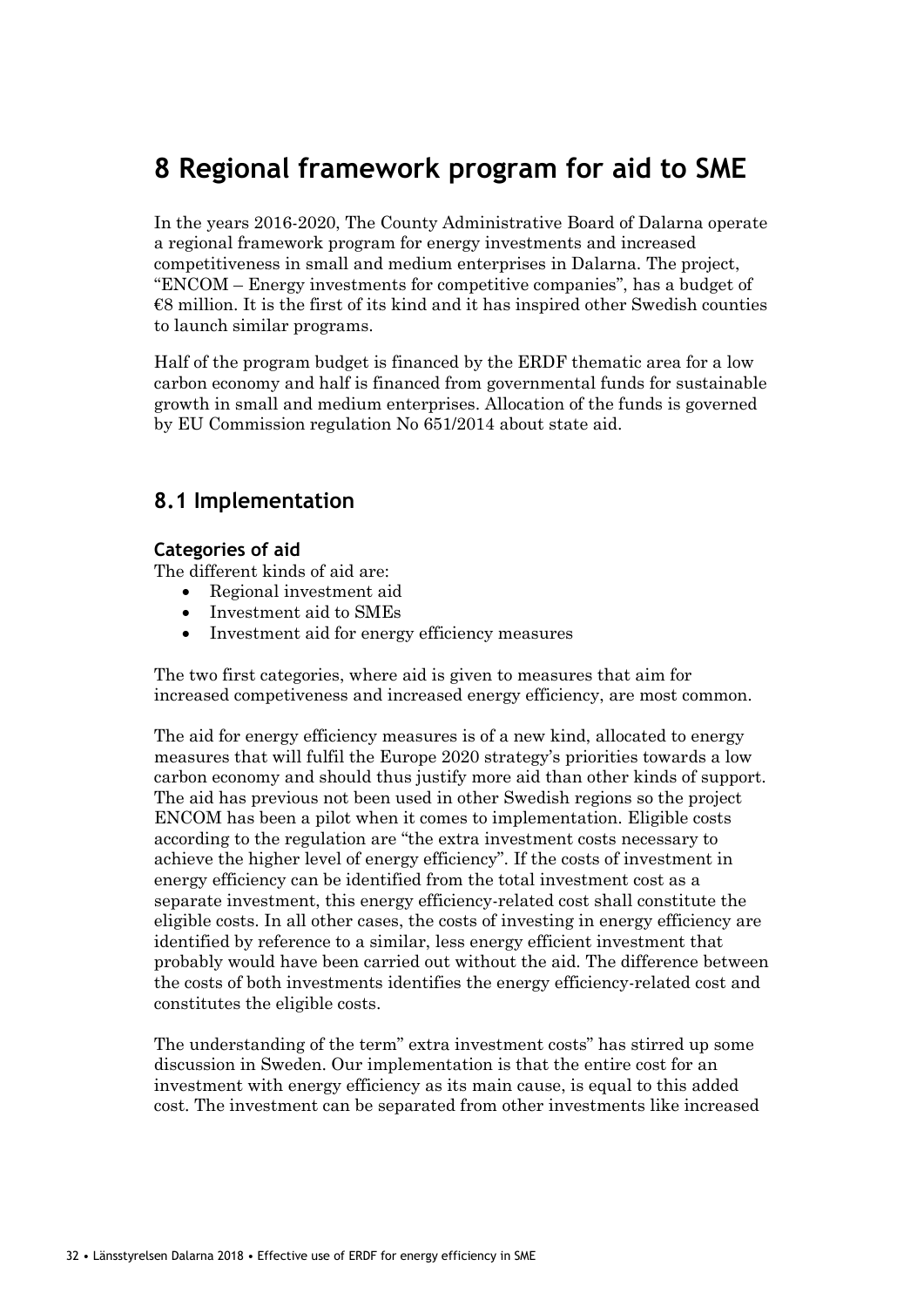# 8 Regional framework program for aid to SME

In the years 2016-2020, The County Administrative Board of Dalarna operate a regional framework program for energy investments and increased competitiveness in small and medium enterprises in Dalarna. The project, "ENCOM – Energy investments for competitive companies", has a budget of €8 million. It is the first of its kind and it has inspired other Swedish counties to launch similar programs.

Half of the program budget is financed by the ERDF thematic area for a low carbon economy and half is financed from governmental funds for sustainable growth in small and medium enterprises. Allocation of the funds is governed by EU Commission regulation No 651/2014 about state aid.

## 8.1 Implementation

### Categories of aid

The different kinds of aid are:

- Regional investment aid
- Investment aid to SMEs
- Investment aid for energy efficiency measures

The two first categories, where aid is given to measures that aim for increased competiveness and increased energy efficiency, are most common.

The aid for energy efficiency measures is of a new kind, allocated to energy measures that will fulfil the Europe 2020 strategy's priorities towards a low carbon economy and should thus justify more aid than other kinds of support. The aid has previous not been used in other Swedish regions so the project ENCOM has been a pilot when it comes to implementation. Eligible costs according to the regulation are "the extra investment costs necessary to achieve the higher level of energy efficiency". If the costs of investment in energy efficiency can be identified from the total investment cost as a separate investment, this energy efficiency-related cost shall constitute the eligible costs. In all other cases, the costs of investing in energy efficiency are identified by reference to a similar, less energy efficient investment that probably would have been carried out without the aid. The difference between the costs of both investments identifies the energy efficiency-related cost and constitutes the eligible costs.

The understanding of the term" extra investment costs" has stirred up some discussion in Sweden. Our implementation is that the entire cost for an investment with energy efficiency as its main cause, is equal to this added cost. The investment can be separated from other investments like increased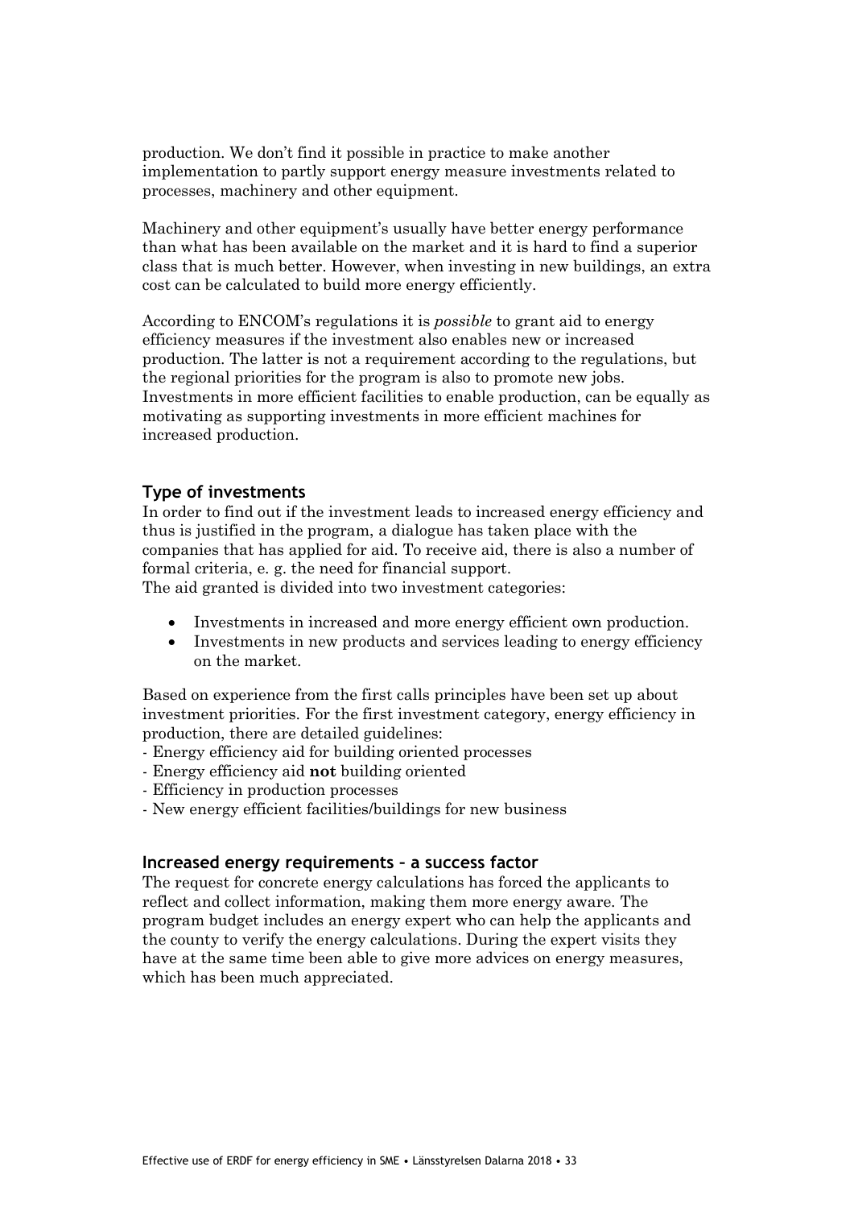production. We don't find it possible in practice to make another implementation to partly support energy measure investments related to processes, machinery and other equipment.

Machinery and other equipment's usually have better energy performance than what has been available on the market and it is hard to find a superior class that is much better. However, when investing in new buildings, an extra cost can be calculated to build more energy efficiently.

According to ENCOM's regulations it is *possible* to grant aid to energy efficiency measures if the investment also enables new or increased production. The latter is not a requirement according to the regulations, but the regional priorities for the program is also to promote new jobs. Investments in more efficient facilities to enable production, can be equally as motivating as supporting investments in more efficient machines for increased production.

## Type of investments

In order to find out if the investment leads to increased energy efficiency and thus is justified in the program, a dialogue has taken place with the companies that has applied for aid. To receive aid, there is also a number of formal criteria, e. g. the need for financial support.
The aid granted is divided into two investment categories:

- Investments in increased and more energy efficient own production.
- Investments in new products and services leading to energy efficiency on the market.

Based on experience from the first calls principles have been set up about investment priorities. For the first investment category, energy efficiency in production, there are detailed guidelines:
- Energy efficiency aid for building oriented processes
- Energy efficiency aid **not** building oriented
- Efficiency in production processes
- New energy efficient facilities/buildings for new business

## Increased energy requirements – a success factor

The request for concrete energy calculations has forced the applicants to reflect and collect information, making them more energy aware. The program budget includes an energy expert who can help the applicants and the county to verify the energy calculations. During the expert visits they have at the same time been able to give more advices on energy measures, which has been much appreciated.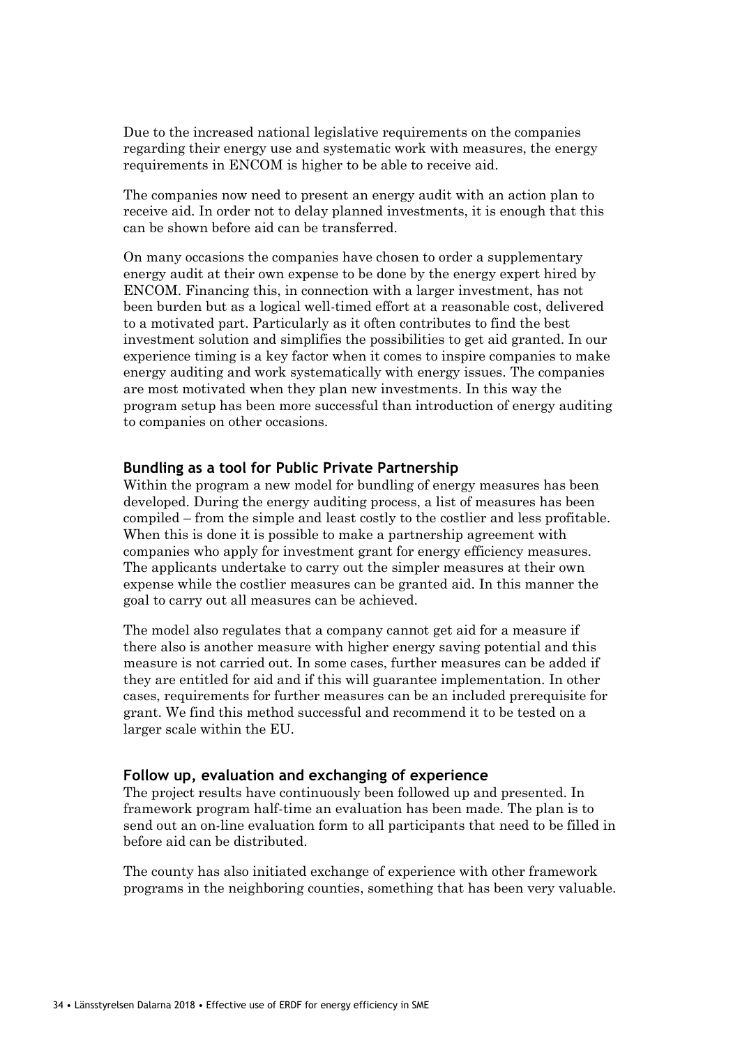Due to the increased national legislative requirements on the companies regarding their energy use and systematic work with measures, the energy requirements in ENCOM is higher to be able to receive aid.

The companies now need to present an energy audit with an action plan to receive aid. In order not to delay planned investments, it is enough that this can be shown before aid can be transferred.

On many occasions the companies have chosen to order a supplementary energy audit at their own expense to be done by the energy expert hired by ENCOM. Financing this, in connection with a larger investment, has not been burden but as a logical well-timed effort at a reasonable cost, delivered to a motivated part. Particularly as it often contributes to find the best investment solution and simplifies the possibilities to get aid granted. In our experience timing is a key factor when it comes to inspire companies to make energy auditing and work systematically with energy issues. The companies are most motivated when they plan new investments. In this way the program setup has been more successful than introduction of energy auditing to companies on other occasions.

### Bundling as a tool for Public Private Partnership

Within the program a new model for bundling of energy measures has been developed. During the energy auditing process, a list of measures has been compiled – from the simple and least costly to the costlier and less profitable. When this is done it is possible to make a partnership agreement with companies who apply for investment grant for energy efficiency measures. The applicants undertake to carry out the simpler measures at their own expense while the costlier measures can be granted aid. In this manner the goal to carry out all measures can be achieved.

The model also regulates that a company cannot get aid for a measure if there also is another measure with higher energy saving potential and this measure is not carried out. In some cases, further measures can be added if they are entitled for aid and if this will guarantee implementation. In other cases, requirements for further measures can be an included prerequisite for grant. We find this method successful and recommend it to be tested on a larger scale within the EU.

### Follow up, evaluation and exchanging of experience

The project results have continuously been followed up and presented. In framework program half-time an evaluation has been made. The plan is to send out an on-line evaluation form to all participants that need to be filled in before aid can be distributed.

The county has also initiated exchange of experience with other framework programs in the neighboring counties, something that has been very valuable.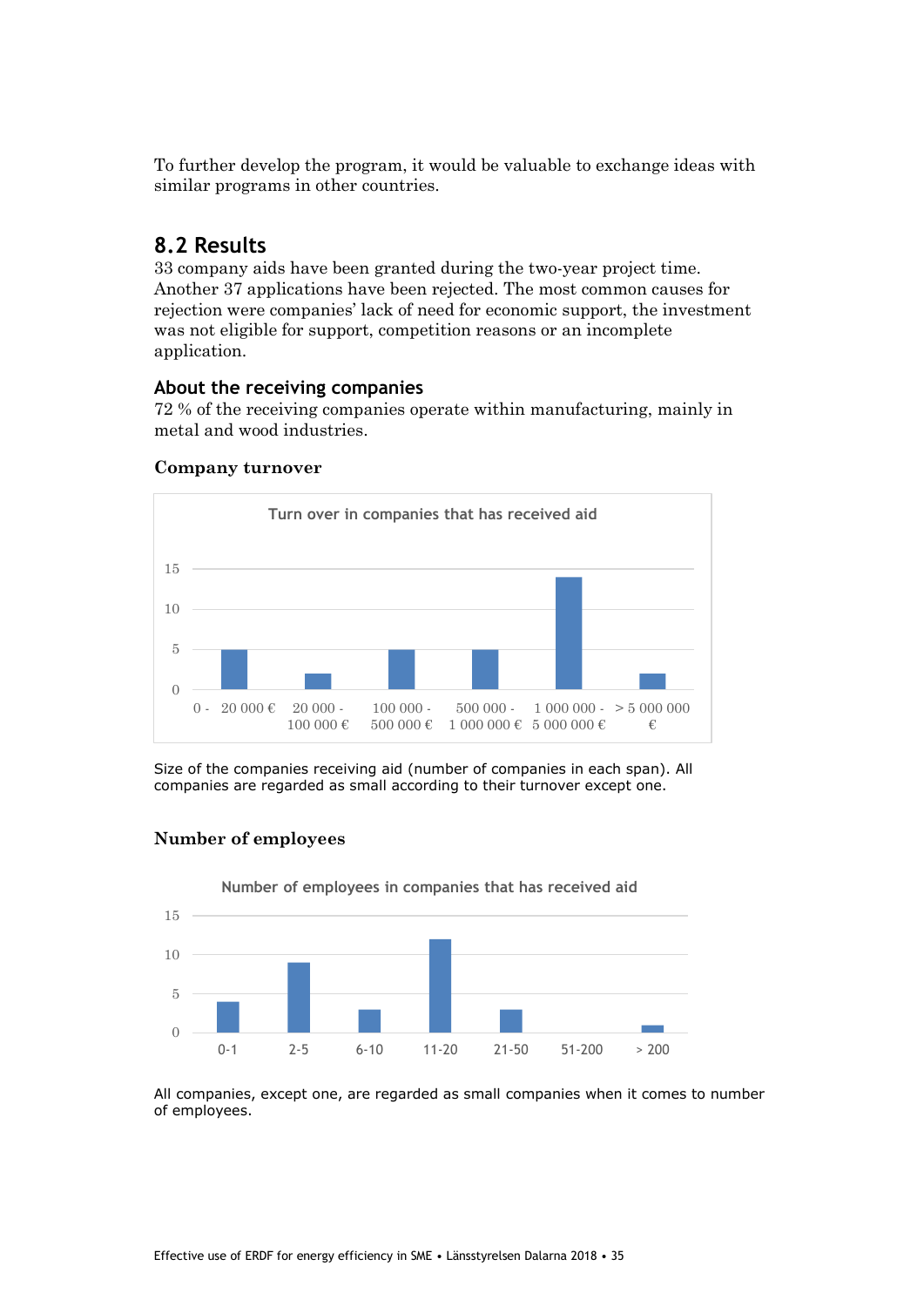To further develop the program, it would be valuable to exchange ideas with similar programs in other countries.

## 8.2 Results

33 company aids have been granted during the two-year project time. Another 37 applications have been rejected. The most common causes for rejection were companies' lack of need for economic support, the investment was not eligible for support, competition reasons or an incomplete application.

### About the receiving companies

72 % of the receiving companies operate within manufacturing, mainly in metal and wood industries.

#### Company turnover

Size of the companies receiving aid (number of companies in each span). All companies are regarded as small according to their turnover except one.

#### Number of employees

All companies, except one, are regarded as small companies when it comes to number of employees.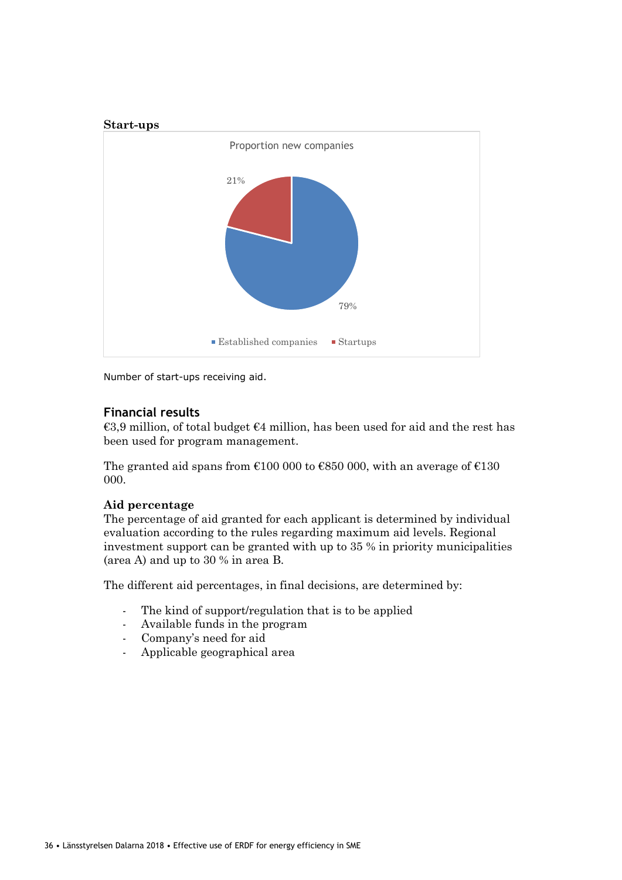**Start-ups**

Proportion new companies

21%

79%

Established companies    Startups

Number of start-ups receiving aid.

## Financial results

€3,9 million, of total budget €4 million, has been used for aid and the rest has been used for program management.

The granted aid spans from €100 000 to €850 000, with an average of €130 000.

### Aid percentage

The percentage of aid granted for each applicant is determined by individual evaluation according to the rules regarding maximum aid levels. Regional investment support can be granted with up to 35 % in priority municipalities (area A) and up to 30 % in area B.

The different aid percentages, in final decisions, are determined by:

- The kind of support/regulation that is to be applied
- Available funds in the program
- Company's need for aid
- Applicable geographical area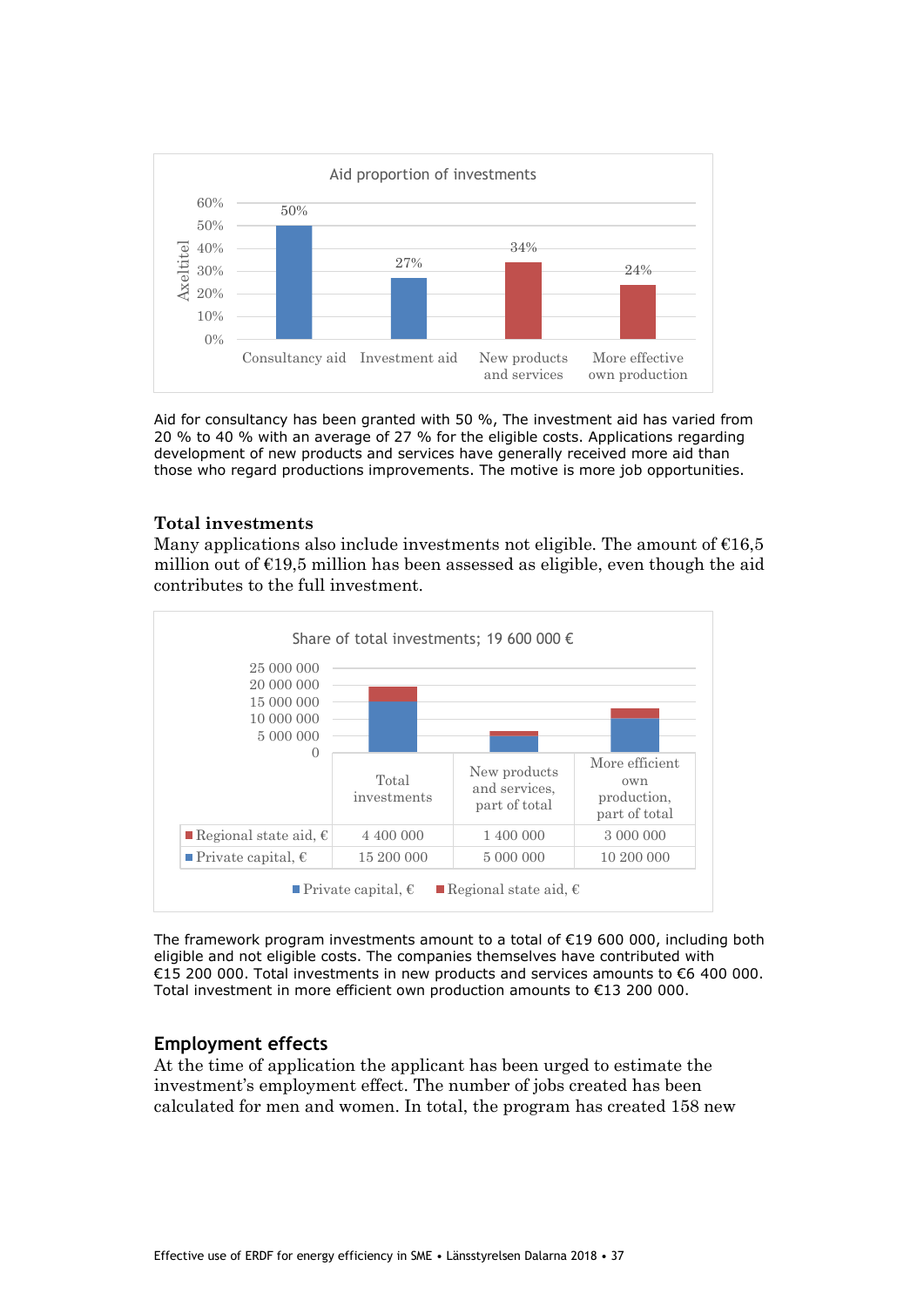Aid proportion of investments

| | Consultancy aid | Investment aid | New products and services | More effective own production |
|---|---|---|---|---|
| Aid proportion | 50% | 27% | 34% | 24% |

Aid for consultancy has been granted with 50 %, The investment aid has varied from 20 % to 40 % with an average of 27 % for the eligible costs. Applications regarding development of new products and services have generally received more aid than those who regard productions improvements. The motive is more job opportunities.

### Total investments

Many applications also include investments not eligible. The amount of €16,5 million out of €19,5 million has been assessed as eligible, even though the aid contributes to the full investment.

Share of total investments; 19 600 000 €

| | Total investments | New products and services, part of total | More efficient own production, part of total |
|---|---|---|---|
| Regional state aid, € | 4 400 000 | 1 400 000 | 3 000 000 |
| Private capital, € | 15 200 000 | 5 000 000 | 10 200 000 |

The framework program investments amount to a total of €19 600 000, including both eligible and not eligible costs. The companies themselves have contributed with €15 200 000. Total investments in new products and services amounts to €6 400 000. Total investment in more efficient own production amounts to €13 200 000.

### Employment effects

At the time of application the applicant has been urged to estimate the investment's employment effect. The number of jobs created has been calculated for men and women. In total, the program has created 158 new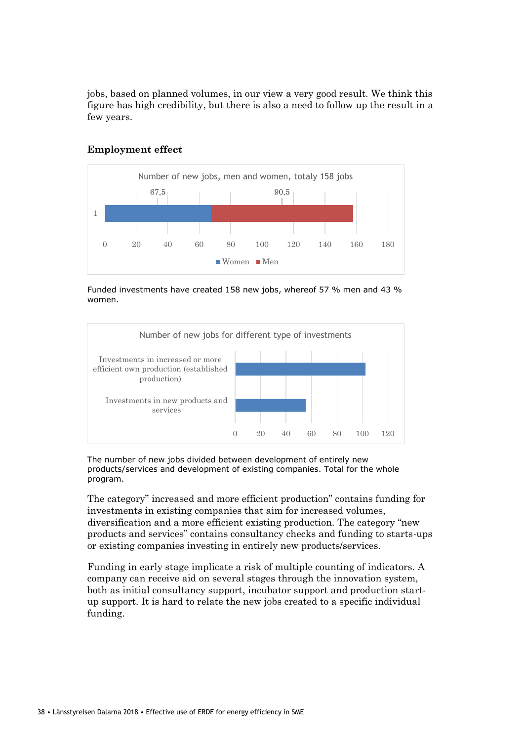jobs, based on planned volumes, in our view a very good result. We think this figure has high credibility, but there is also a need to follow up the result in a few years.

**Employment effect**

Funded investments have created 158 new jobs, whereof 57 % men and 43 % women.

The number of new jobs divided between development of entirely new products/services and development of existing companies. Total for the whole program.

The category" increased and more efficient production" contains funding for investments in existing companies that aim for increased volumes, diversification and a more efficient existing production. The category "new products and services" contains consultancy checks and funding to starts-ups or existing companies investing in entirely new products/services.

Funding in early stage implicate a risk of multiple counting of indicators. A company can receive aid on several stages through the innovation system, both as initial consultancy support, incubator support and production start-up support. It is hard to relate the new jobs created to a specific individual funding.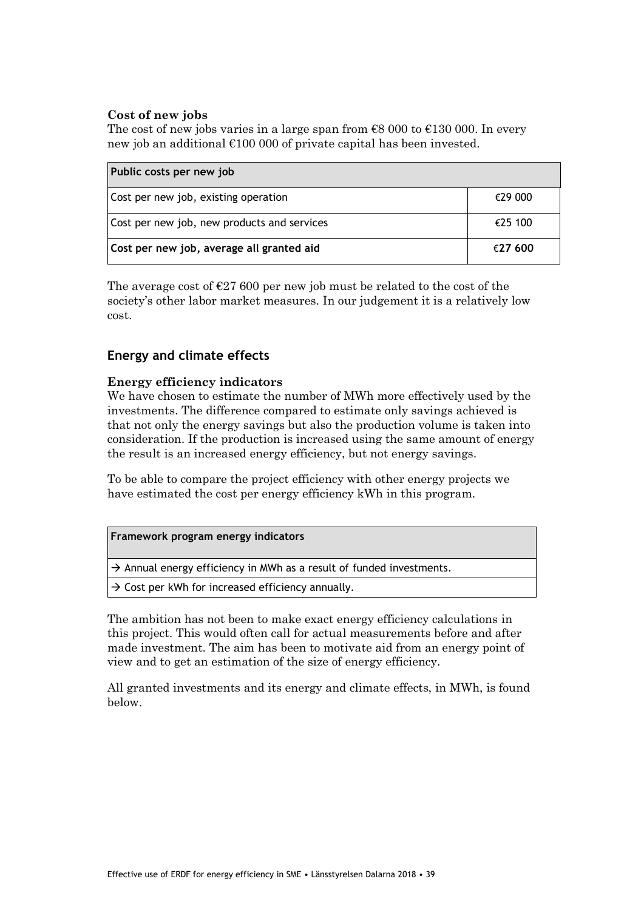**Cost of new jobs**

The cost of new jobs varies in a large span from €8 000 to €130 000. In every new job an additional €100 000 of private capital has been invested.

| Public costs per new job | |
|---|---|
| Cost per new job, existing operation | €29 000 |
| Cost per new job, new products and services | €25 100 |
| **Cost per new job, average all granted aid** | **€27 600** |

The average cost of €27 600 per new job must be related to the cost of the society's other labor market measures. In our judgement it is a relatively low cost.

## Energy and climate effects

**Energy efficiency indicators**

We have chosen to estimate the number of MWh more effectively used by the investments. The difference compared to estimate only savings achieved is that not only the energy savings but also the production volume is taken into consideration. If the production is increased using the same amount of energy the result is an increased energy efficiency, but not energy savings.

To be able to compare the project efficiency with other energy projects we have estimated the cost per energy efficiency kWh in this program.

| Framework program energy indicators |
|---|
| → Annual energy efficiency in MWh as a result of funded investments. |
| → Cost per kWh for increased efficiency annually. |

The ambition has not been to make exact energy efficiency calculations in this project. This would often call for actual measurements before and after made investment. The aim has been to motivate aid from an energy point of view and to get an estimation of the size of energy efficiency.

All granted investments and its energy and climate effects, in MWh, is found below.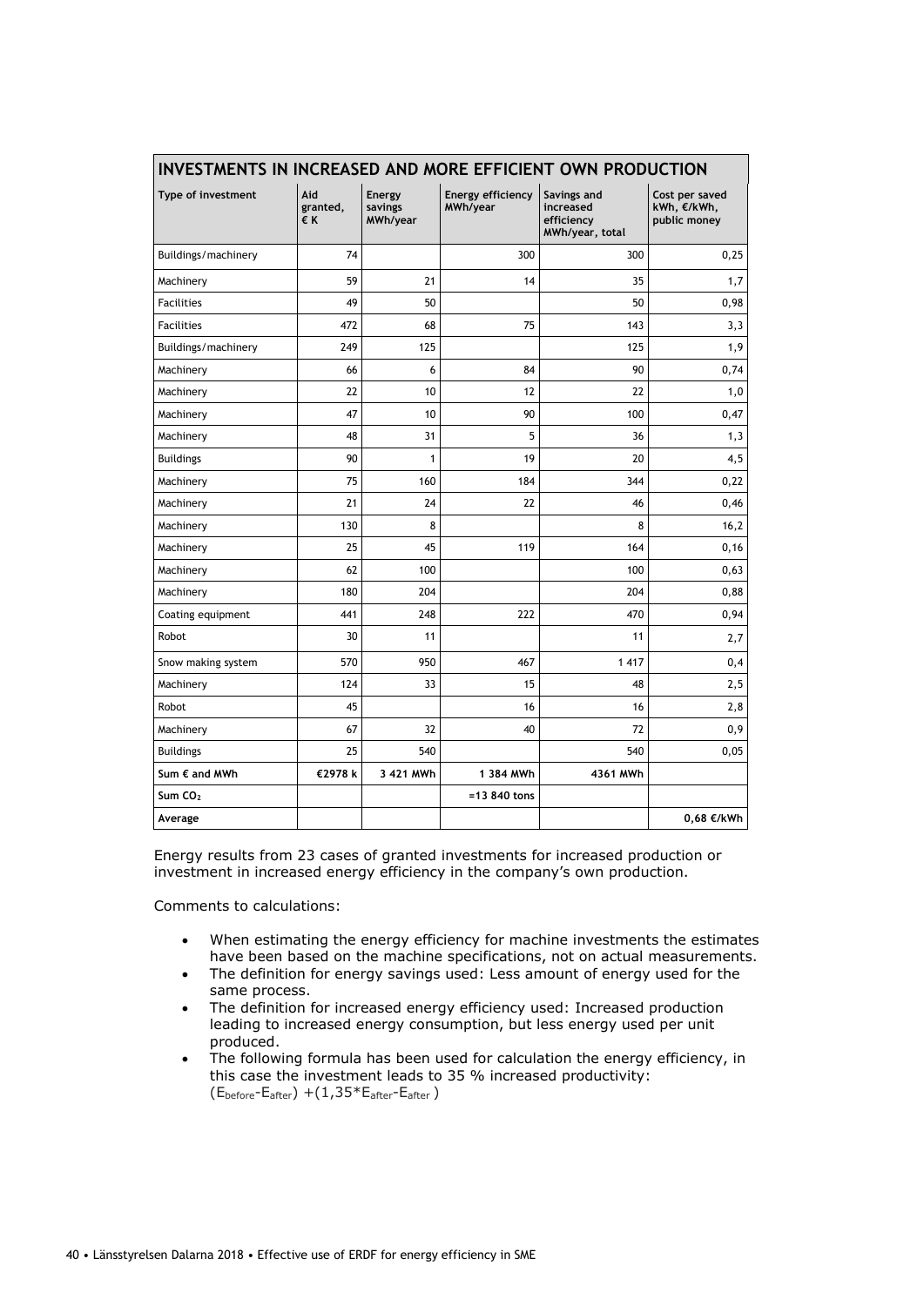| INVESTMENTS IN INCREASED AND MORE EFFICIENT OWN PRODUCTION | | | | | |
|---|---|---|---|---|---|
| **Type of investment** | **Aid granted, € K** | **Energy savings MWh/year** | **Energy efficiency MWh/year** | **Savings and increased efficiency MWh/year, total** | **Cost per saved kWh, €/kWh, public money** |
| Buildings/machinery | 74 | | 300 | 300 | 0,25 |
| Machinery | 59 | 21 | 14 | 35 | 1,7 |
| Facilities | 49 | 50 | | 50 | 0,98 |
| Facilities | 472 | 68 | 75 | 143 | 3,3 |
| Buildings/machinery | 249 | 125 | | 125 | 1,9 |
| Machinery | 66 | 6 | 84 | 90 | 0,74 |
| Machinery | 22 | 10 | 12 | 22 | 1,0 |
| Machinery | 47 | 10 | 90 | 100 | 0,47 |
| Machinery | 48 | 31 | 5 | 36 | 1,3 |
| Buildings | 90 | 1 | 19 | 20 | 4,5 |
| Machinery | 75 | 160 | 184 | 344 | 0,22 |
| Machinery | 21 | 24 | 22 | 46 | 0,46 |
| Machinery | 130 | 8 | | 8 | 16,2 |
| Machinery | 25 | 45 | 119 | 164 | 0,16 |
| Machinery | 62 | 100 | | 100 | 0,63 |
| Machinery | 180 | 204 | | 204 | 0,88 |
| Coating equipment | 441 | 248 | 222 | 470 | 0,94 |
| Robot | 30 | 11 | | 11 | 2,7 |
| Snow making system | 570 | 950 | 467 | 1 417 | 0,4 |
| Machinery | 124 | 33 | 15 | 48 | 2,5 |
| Robot | 45 | | 16 | 16 | 2,8 |
| Machinery | 67 | 32 | 40 | 72 | 0,9 |
| Buildings | 25 | 540 | | 540 | 0,05 |
| **Sum € and MWh** | **€2978 k** | **3 421 MWh** | **1 384 MWh** | **4361 MWh** | |
| **Sum $CO_2$** | | | **=13 840 tons** | | |
| **Average** | | | | | **0,68 €/kWh** |

Energy results from 23 cases of granted investments for increased production or investment in increased energy efficiency in the company's own production.

Comments to calculations:

- When estimating the energy efficiency for machine investments the estimates have been based on the machine specifications, not on actual measurements.
- The definition for energy savings used: Less amount of energy used for the same process.
- The definition for increased energy efficiency used: Increased production leading to increased energy consumption, but less energy used per unit produced.
- The following formula has been used for calculation the energy efficiency, in this case the investment leads to 35 % increased productivity: $(E_{before}-E_{after}) + (1,35*E_{after}-E_{after})$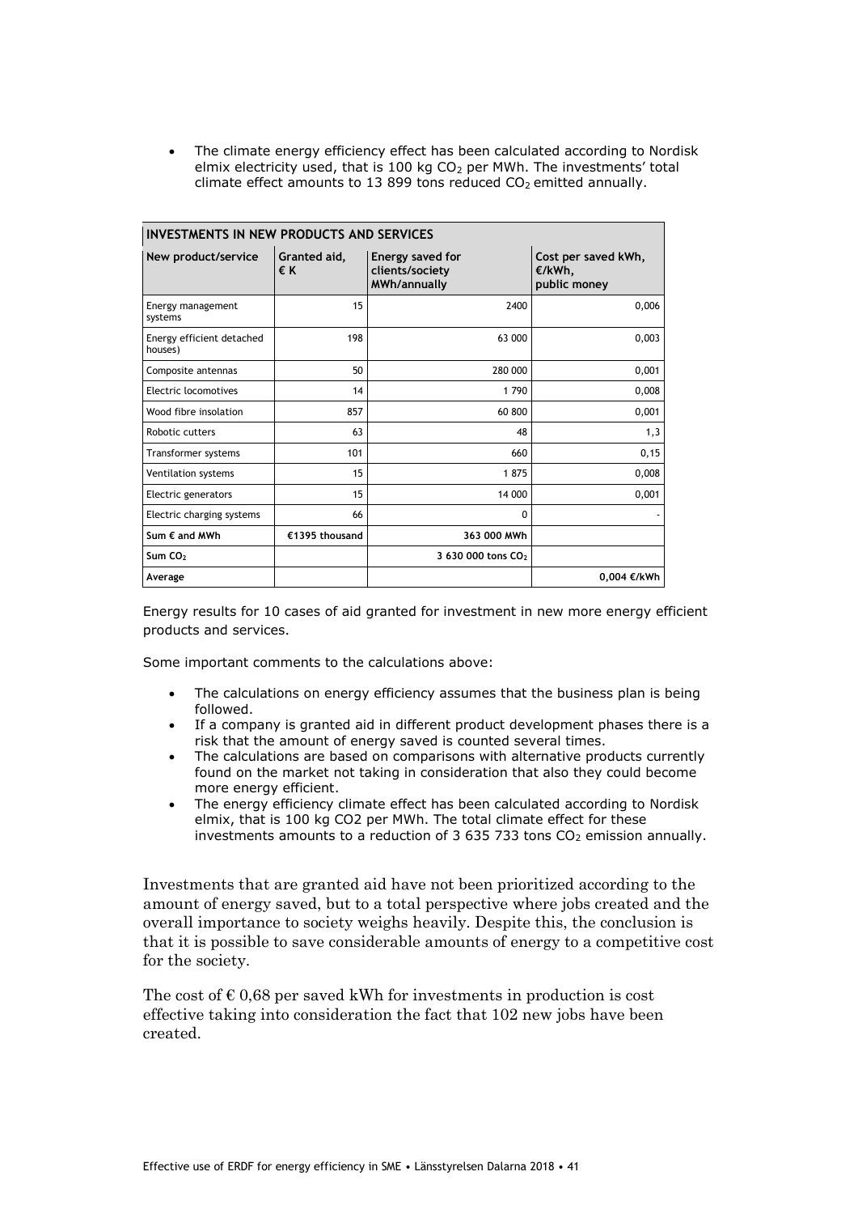- The climate energy efficiency effect has been calculated according to Nordisk elmix electricity used, that is 100 kg $CO_2$ per MWh. The investments' total climate effect amounts to 13 899 tons reduced $CO_2$ emitted annually.

| INVESTMENTS IN NEW PRODUCTS AND SERVICES | | | |
|---|---|---|---|
| **New product/service** | **Granted aid, € K** | **Energy saved for clients/society MWh/annually** | **Cost per saved kWh, €/kWh, public money** |
| Energy management systems | 15 | 2400 | 0,006 |
| Energy efficient detached houses) | 198 | 63 000 | 0,003 |
| Composite antennas | 50 | 280 000 | 0,001 |
| Electric locomotives | 14 | 1 790 | 0,008 |
| Wood fibre insolation | 857 | 60 800 | 0,001 |
| Robotic cutters | 63 | 48 | 1,3 |
| Transformer systems | 101 | 660 | 0,15 |
| Ventilation systems | 15 | 1 875 | 0,008 |
| Electric generators | 15 | 14 000 | 0,001 |
| Electric charging systems | 66 | 0 | - |
| **Sum € and MWh** | **€1395 thousand** | **363 000 MWh** | |
| **Sum $CO_2$** | | **3 630 000 tons $CO_2$** | |
| **Average** | | | **0,004 €/kWh** |

Energy results for 10 cases of aid granted for investment in new more energy efficient products and services.

Some important comments to the calculations above:

- The calculations on energy efficiency assumes that the business plan is being followed.
- If a company is granted aid in different product development phases there is a risk that the amount of energy saved is counted several times.
- The calculations are based on comparisons with alternative products currently found on the market not taking in consideration that also they could become more energy efficient.
- The energy efficiency climate effect has been calculated according to Nordisk elmix, that is 100 kg CO2 per MWh. The total climate effect for these investments amounts to a reduction of 3 635 733 tons $CO_2$ emission annually.

Investments that are granted aid have not been prioritized according to the amount of energy saved, but to a total perspective where jobs created and the overall importance to society weighs heavily. Despite this, the conclusion is that it is possible to save considerable amounts of energy to a competitive cost for the society.

The cost of € 0,68 per saved kWh for investments in production is cost effective taking into consideration the fact that 102 new jobs have been created.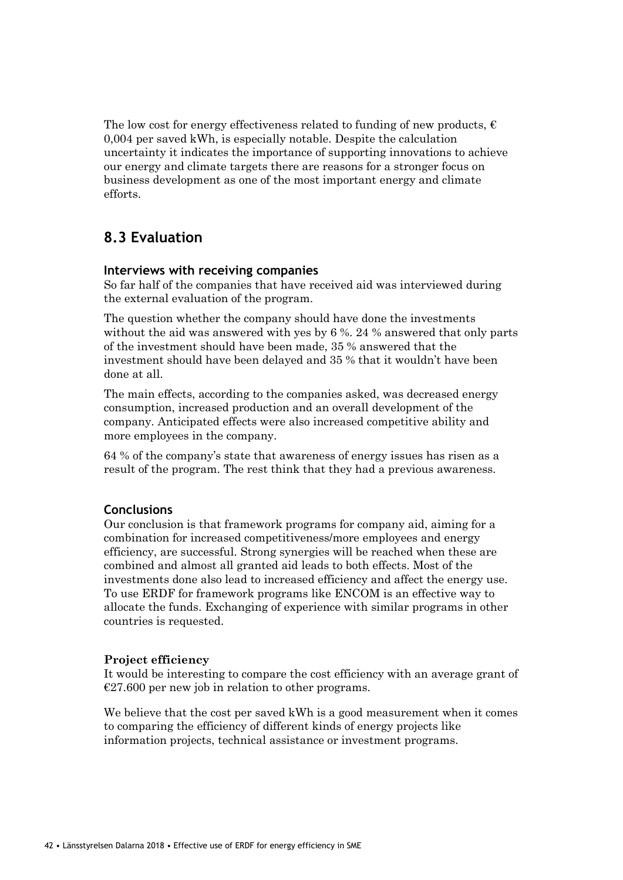The low cost for energy effectiveness related to funding of new products, € 0,004 per saved kWh, is especially notable. Despite the calculation uncertainty it indicates the importance of supporting innovations to achieve our energy and climate targets there are reasons for a stronger focus on business development as one of the most important energy and climate efforts.

## 8.3 Evaluation

### Interviews with receiving companies

So far half of the companies that have received aid was interviewed during the external evaluation of the program.

The question whether the company should have done the investments without the aid was answered with yes by 6 %. 24 % answered that only parts of the investment should have been made, 35 % answered that the investment should have been delayed and 35 % that it wouldn't have been done at all.

The main effects, according to the companies asked, was decreased energy consumption, increased production and an overall development of the company. Anticipated effects were also increased competitive ability and more employees in the company.

64 % of the company's state that awareness of energy issues has risen as a result of the program. The rest think that they had a previous awareness.

### Conclusions

Our conclusion is that framework programs for company aid, aiming for a combination for increased competitiveness/more employees and energy efficiency, are successful. Strong synergies will be reached when these are combined and almost all granted aid leads to both effects. Most of the investments done also lead to increased efficiency and affect the energy use. To use ERDF for framework programs like ENCOM is an effective way to allocate the funds. Exchanging of experience with similar programs in other countries is requested.

**Project efficiency**

It would be interesting to compare the cost efficiency with an average grant of €27.600 per new job in relation to other programs.

We believe that the cost per saved kWh is a good measurement when it comes to comparing the efficiency of different kinds of energy projects like information projects, technical assistance or investment programs.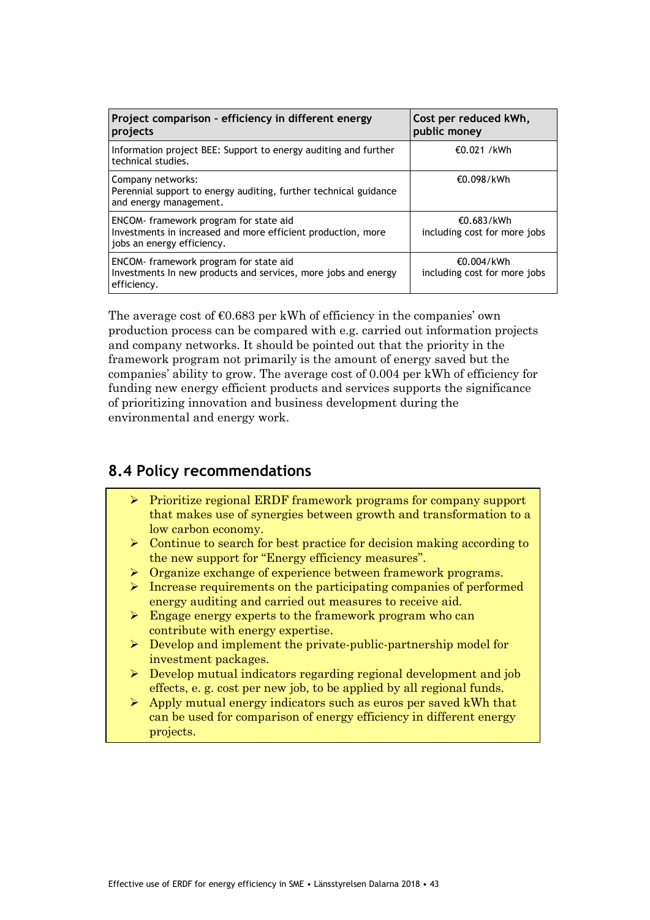| Project comparison – efficiency in different energy projects | Cost per reduced kWh, public money |
|---|---|
| Information project BEE: Support to energy auditing and further technical studies. | €0.021 /kWh |
| Company networks:<br>Perennial support to energy auditing, further technical guidance and energy management. | €0.098/kWh |
| ENCOM- framework program for state aid<br>Investments in increased and more efficient production, more jobs an energy efficiency. | €0.683/kWh<br>including cost for more jobs |
| ENCOM- framework program for state aid<br>Investments In new products and services, more jobs and energy efficiency. | €0.004/kWh<br>including cost for more jobs |

The average cost of €0.683 per kWh of efficiency in the companies' own production process can be compared with e.g. carried out information projects and company networks. It should be pointed out that the priority in the framework program not primarily is the amount of energy saved but the companies' ability to grow. The average cost of 0.004 per kWh of efficiency for funding new energy efficient products and services supports the significance of prioritizing innovation and business development during the environmental and energy work.

## 8.4 Policy recommendations

- Prioritize regional ERDF framework programs for company support that makes use of synergies between growth and transformation to a low carbon economy.
- Continue to search for best practice for decision making according to the new support for "Energy efficiency measures".
- Organize exchange of experience between framework programs.
- Increase requirements on the participating companies of performed energy auditing and carried out measures to receive aid.
- Engage energy experts to the framework program who can contribute with energy expertise.
- Develop and implement the private-public-partnership model for investment packages.
- Develop mutual indicators regarding regional development and job effects, e. g. cost per new job, to be applied by all regional funds.
- Apply mutual energy indicators such as euros per saved kWh that can be used for comparison of energy efficiency in different energy projects.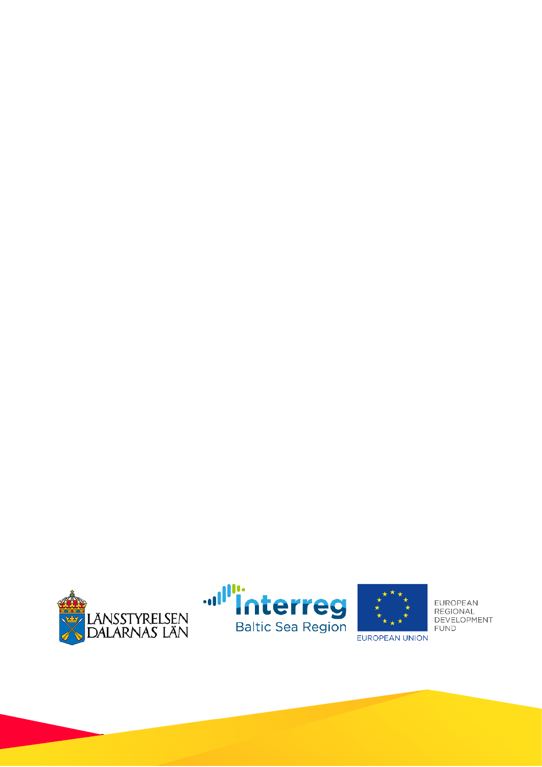LÄNSSTYRELSEN
DALARNAS LÄN

Interreg
Baltic Sea Region

EUROPEAN UNION

EUROPEAN
REGIONAL
DEVELOPMENT
FUND